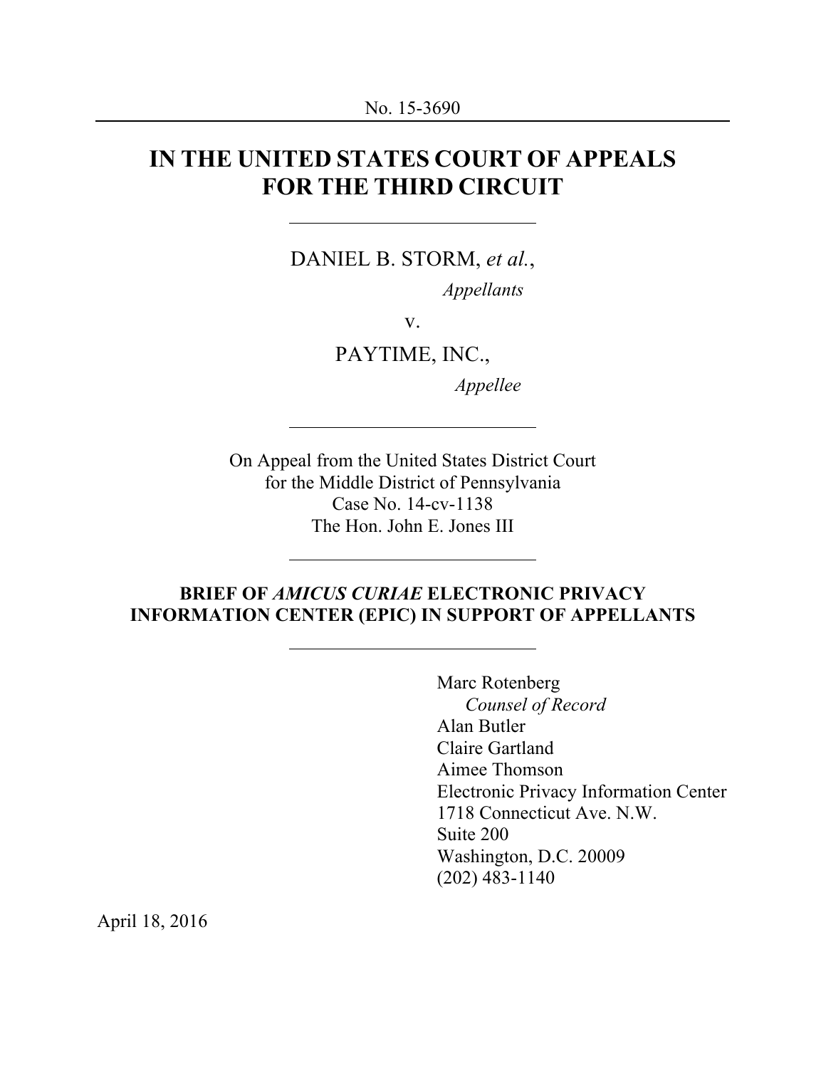No. 15-3690

---

# IN THE UNITED STATES COURT OF APPEALS FOR THE THIRD CIRCUIT

---

DANIEL B. STORM, *et al.*,

*Appellants*

v.

PAYTIME, INC.,

*Appellee*

---

On Appeal from the United States District Court
for the Middle District of Pennsylvania
Case No. 14-cv-1138
The Hon. John E. Jones III

---

**BRIEF OF *AMICUS CURIAE* ELECTRONIC PRIVACY INFORMATION CENTER (EPIC) IN SUPPORT OF APPELLANTS**

---

Marc Rotenberg
*Counsel of Record*
Alan Butler
Claire Gartland
Aimee Thomson
Electronic Privacy Information Center
1718 Connecticut Ave. N.W.
Suite 200
Washington, D.C. 20009
(202) 483-1140

April 18, 2016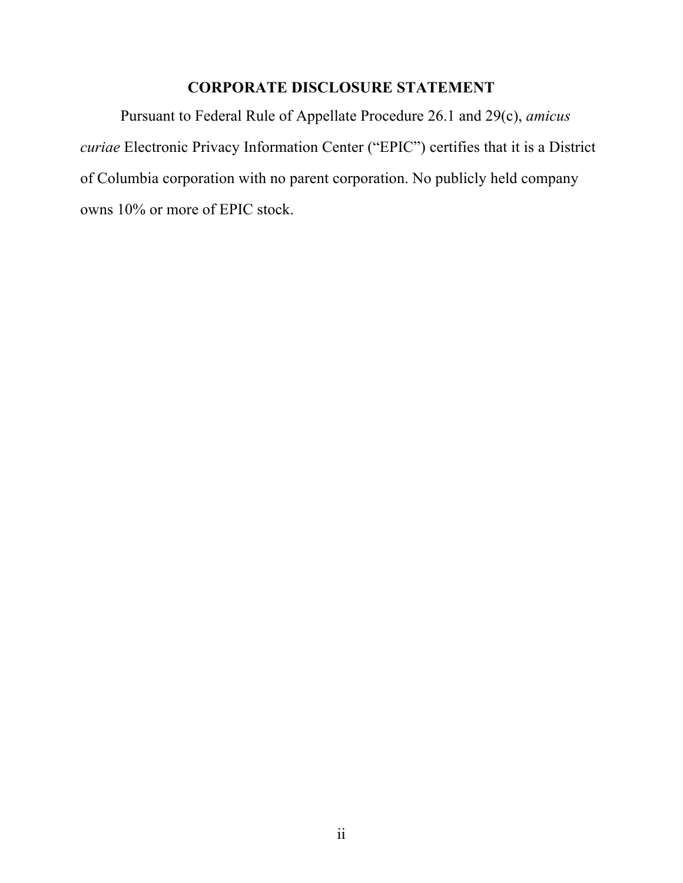# CORPORATE DISCLOSURE STATEMENT

Pursuant to Federal Rule of Appellate Procedure 26.1 and 29(c), *amicus curiae* Electronic Privacy Information Center ("EPIC") certifies that it is a District of Columbia corporation with no parent corporation. No publicly held company owns 10% or more of EPIC stock.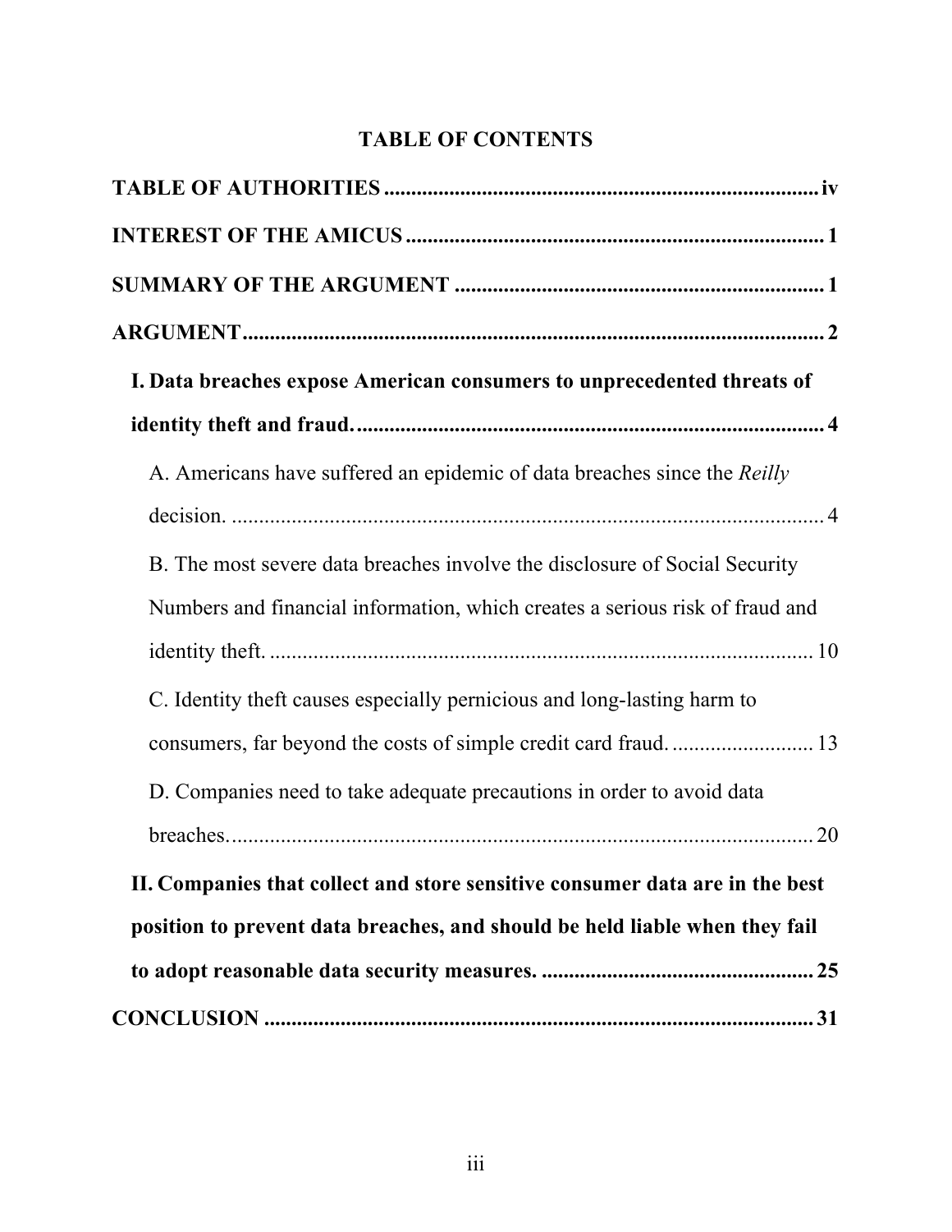# TABLE OF CONTENTS

**TABLE OF AUTHORITIES** ................................................................................ **iv**

**INTEREST OF THE AMICUS** ............................................................................ **1**

**SUMMARY OF THE ARGUMENT** .................................................................. **1**

**ARGUMENT** ......................................................................................................... **2**

**I. Data breaches expose American consumers to unprecedented threats of identity theft and fraud.** ....................................................................................... **4**

A. Americans have suffered an epidemic of data breaches since the *Reilly* decision. ............................................................................................................ 4

B. The most severe data breaches involve the disclosure of Social Security Numbers and financial information, which creates a serious risk of fraud and identity theft. .................................................................................................... 10

C. Identity theft causes especially pernicious and long-lasting harm to consumers, far beyond the costs of simple credit card fraud. .......................... 13

D. Companies need to take adequate precautions in order to avoid data breaches. ........................................................................................................... 20

**II. Companies that collect and store sensitive consumer data are in the best position to prevent data breaches, and should be held liable when they fail to adopt reasonable data security measures.** .................................................. **25**

**CONCLUSION** ..................................................................................................... **31**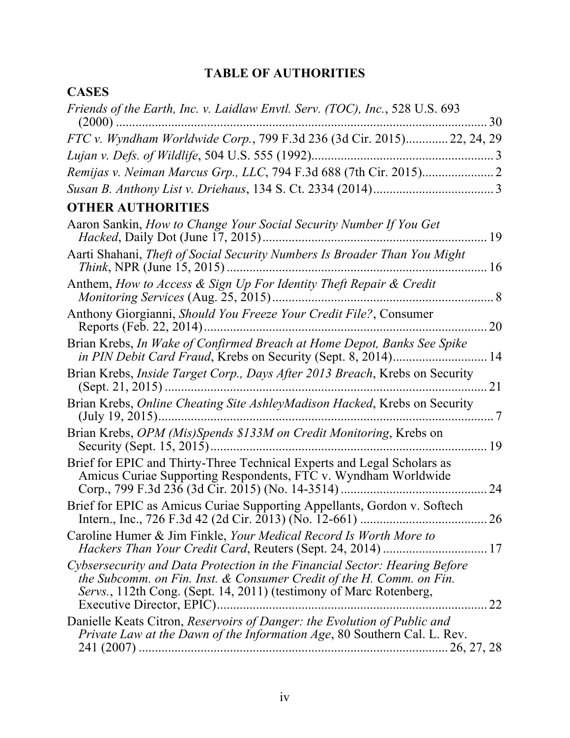# TABLE OF AUTHORITIES

## CASES

*Friends of the Earth, Inc. v. Laidlaw Envtl. Serv. (TOC), Inc.*, 528 U.S. 693 (2000) .................................................................................................. 30

*FTC v. Wyndham Worldwide Corp.*, 799 F.3d 236 (3d Cir. 2015)............. 22, 24, 29

*Lujan v. Defs. of Wildlife*, 504 U.S. 555 (1992)....................................................... 3

*Remijas v. Neiman Marcus Grp., LLC*, 794 F.3d 688 (7th Cir. 2015)...................... 2

*Susan B. Anthony List v. Driehaus*, 134 S. Ct. 2334 (2014)..................................... 3

## OTHER AUTHORITIES

Aaron Sankin, *How to Change Your Social Security Number If You Get Hacked*, Daily Dot (June 17, 2015).................................................................... 19

Aarti Shahani, *Theft of Social Security Numbers Is Broader Than You Might Think*, NPR (June 15, 2015) ............................................................................... 16

Anthem, *How to Access & Sign Up For Identity Theft Repair & Credit Monitoring Services* (Aug. 25, 2015).................................................................... 8

Anthony Giorgianni, *Should You Freeze Your Credit File?*, Consumer Reports (Feb. 22, 2014)....................................................................................... 20

Brian Krebs, *In Wake of Confirmed Breach at Home Depot, Banks See Spike in PIN Debit Card Fraud*, Krebs on Security (Sept. 8, 2014)............................ 14

Brian Krebs, *Inside Target Corp., Days After 2013 Breach*, Krebs on Security (Sept. 21, 2015) .................................................................................................. 21

Brian Krebs, *Online Cheating Site AshleyMadison Hacked*, Krebs on Security (July 19, 2015)....................................................................................................... 7

Brian Krebs, *OPM (Mis)Spends $133M on Credit Monitoring*, Krebs on Security (Sept. 15, 2015)..................................................................................... 19

Brief for EPIC and Thirty-Three Technical Experts and Legal Scholars as Amicus Curiae Supporting Respondents, FTC v. Wyndham Worldwide Corp., 799 F.3d 236 (3d Cir. 2015) (No. 14-3514) ............................................ 24

Brief for EPIC as Amicus Curiae Supporting Appellants, Gordon v. Softech Intern., Inc., 726 F.3d 42 (2d Cir. 2013) (No. 12-661) ....................................... 26

Caroline Humer & Jim Finkle, *Your Medical Record Is Worth More to Hackers Than Your Credit Card*, Reuters (Sept. 24, 2014) ................................ 17

*Cybsersecurity and Data Protection in the Financial Sector: Hearing Before the Subcomm. on Fin. Inst. & Consumer Credit of the H. Comm. on Fin. Servs.*, 112th Cong. (Sept. 14, 2011) (testimony of Marc Rotenberg, Executive Director, EPIC)................................................................................... 22

Danielle Keats Citron, *Reservoirs of Danger: the Evolution of Public and Private Law at the Dawn of the Information Age*, 80 Southern Cal. L. Rev. 241 (2007) ............................................................................................ 26, 27, 28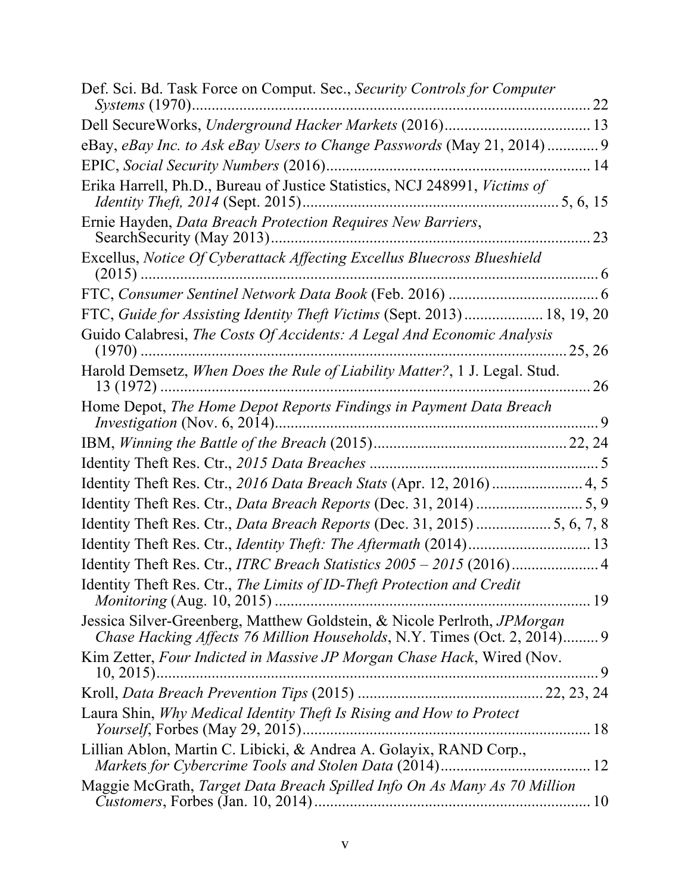Def. Sci. Bd. Task Force on Comput. Sec., *Security Controls for Computer Systems* (1970)........................................................................................... 22

Dell SecureWorks, *Underground Hacker Markets* (2016)..................................... 13

eBay, *eBay Inc. to Ask eBay Users to Change Passwords* (May 21, 2014) ............. 9

EPIC, *Social Security Numbers* (2016)................................................................... 14

Erika Harrell, Ph.D., Bureau of Justice Statistics, NCJ 248991, *Victims of Identity Theft, 2014* (Sept. 2015)................................................................ 5, 6, 15

Ernie Hayden, *Data Breach Protection Requires New Barriers*, SearchSecurity (May 2013)................................................................................ 23

Excellus, *Notice Of Cyberattack Affecting Excellus Bluecross Blueshield* (2015) ................................................................................................................ 6

FTC, *Consumer Sentinel Network Data Book* (Feb. 2016) ...................................... 6

FTC, *Guide for Assisting Identity Theft Victims* (Sept. 2013) .................... 18, 19, 20

Guido Calabresi, *The Costs Of Accidents: A Legal And Economic Analysis* (1970) ........................................................................................................ 25, 26

Harold Demsetz, *When Does the Rule of Liability Matter?*, 1 J. Legal. Stud. 13 (1972) ........................................................................................................... 26

Home Depot, *The Home Depot Reports Findings in Payment Data Breach Investigation* (Nov. 6, 2014)................................................................................. 9

IBM, *Winning the Battle of the Breach* (2015)................................................ 22, 24

Identity Theft Res. Ctr., *2015 Data Breaches* .......................................................... 5

Identity Theft Res. Ctr., *2016 Data Breach Stats* (Apr. 12, 2016) ....................... 4, 5

Identity Theft Res. Ctr., *Data Breach Reports* (Dec. 31, 2014) ........................... 5, 9

Identity Theft Res. Ctr., *Data Breach Reports* (Dec. 31, 2015) .................. 5, 6, 7, 8

Identity Theft Res. Ctr., *Identity Theft: The Aftermath* (2014).............................. 13

Identity Theft Res. Ctr., *ITRC Breach Statistics 2005 – 2015* (2016)...................... 4

Identity Theft Res. Ctr., *The Limits of ID-Theft Protection and Credit Monitoring* (Aug. 10, 2015) ............................................................................... 19

Jessica Silver-Greenberg, Matthew Goldstein, & Nicole Perlroth, *JPMorgan Chase Hacking Affects 76 Million Households*, N.Y. Times (Oct. 2, 2014)......... 9

Kim Zetter, *Four Indicted in Massive JP Morgan Chase Hack*, Wired (Nov. 10, 2015)................................................................................................................ 9

Kroll, *Data Breach Prevention Tips* (2015) ............................................. 22, 23, 24

Laura Shin, *Why Medical Identity Theft Is Rising and How to Protect Yourself*, Forbes (May 29, 2015)........................................................................ 18

Lillian Ablon, Martin C. Libicki, & Andrea A. Golayix, RAND Corp., *Markets for Cybercrime Tools and Stolen Data* (2014)...................................... 12

Maggie McGrath, *Target Data Breach Spilled Info On As Many As 70 Million Customers*, Forbes (Jan. 10, 2014)..................................................................... 10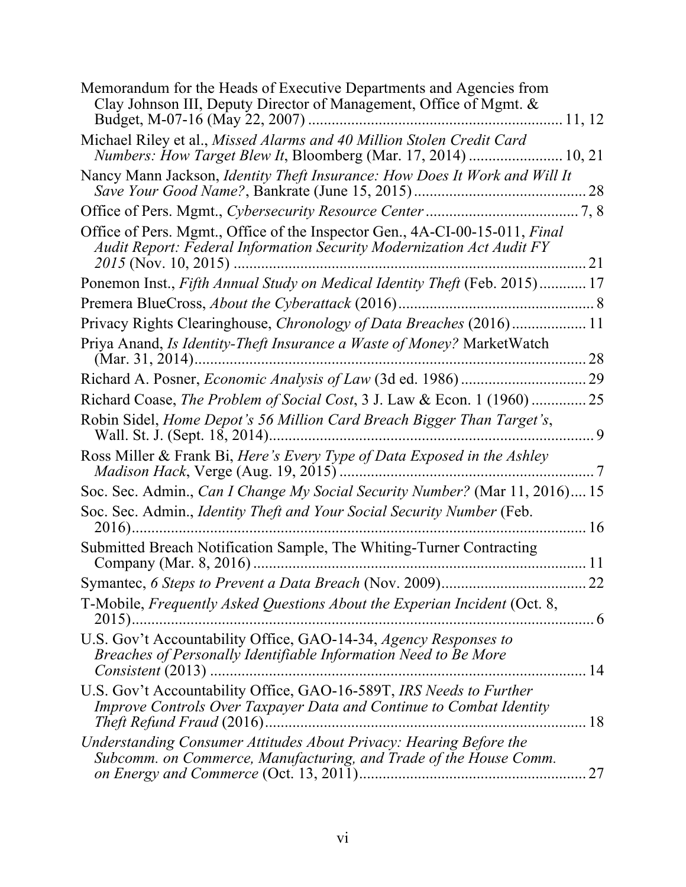Memorandum for the Heads of Executive Departments and Agencies from Clay Johnson III, Deputy Director of Management, Office of Mgmt. & Budget, M-07-16 (May 22, 2007) .......... 11, 12

Michael Riley et al., *Missed Alarms and 40 Million Stolen Credit Card Numbers: How Target Blew It*, Bloomberg (Mar. 17, 2014) .......... 10, 21

Nancy Mann Jackson, *Identity Theft Insurance: How Does It Work and Will It Save Your Good Name?*, Bankrate (June 15, 2015) .......... 28

Office of Pers. Mgmt., *Cybersecurity Resource Center* .......... 7, 8

Office of Pers. Mgmt., Office of the Inspector Gen., 4A-CI-00-15-011, *Final Audit Report: Federal Information Security Modernization Act Audit FY 2015* (Nov. 10, 2015) .......... 21

Ponemon Inst., *Fifth Annual Study on Medical Identity Theft* (Feb. 2015) .......... 17

Premera BlueCross, *About the Cyberattack* (2016) .......... 8

Privacy Rights Clearinghouse, *Chronology of Data Breaches* (2016) .......... 11

Priya Anand, *Is Identity-Theft Insurance a Waste of Money?* MarketWatch (Mar. 31, 2014) .......... 28

Richard A. Posner, *Economic Analysis of Law* (3d ed. 1986) .......... 29

Richard Coase, *The Problem of Social Cost*, 3 J. Law & Econ. 1 (1960) .......... 25

Robin Sidel, *Home Depot's 56 Million Card Breach Bigger Than Target's*, Wall. St. J. (Sept. 18, 2014) .......... 9

Ross Miller & Frank Bi, *Here's Every Type of Data Exposed in the Ashley Madison Hack*, Verge (Aug. 19, 2015) .......... 7

Soc. Sec. Admin., *Can I Change My Social Security Number?* (Mar 11, 2016) .... 15

Soc. Sec. Admin., *Identity Theft and Your Social Security Number* (Feb. 2016) .......... 16

Submitted Breach Notification Sample, The Whiting-Turner Contracting Company (Mar. 8, 2016) .......... 11

Symantec, *6 Steps to Prevent a Data Breach* (Nov. 2009) .......... 22

T-Mobile, *Frequently Asked Questions About the Experian Incident* (Oct. 8, 2015) .......... 6

U.S. Gov't Accountability Office, GAO-14-34, *Agency Responses to Breaches of Personally Identifiable Information Need to Be More Consistent* (2013) .......... 14

U.S. Gov't Accountability Office, GAO-16-589T, *IRS Needs to Further Improve Controls Over Taxpayer Data and Continue to Combat Identity Theft Refund Fraud* (2016) .......... 18

*Understanding Consumer Attitudes About Privacy: Hearing Before the Subcomm. on Commerce, Manufacturing, and Trade of the House Comm. on Energy and Commerce* (Oct. 13, 2011) .......... 27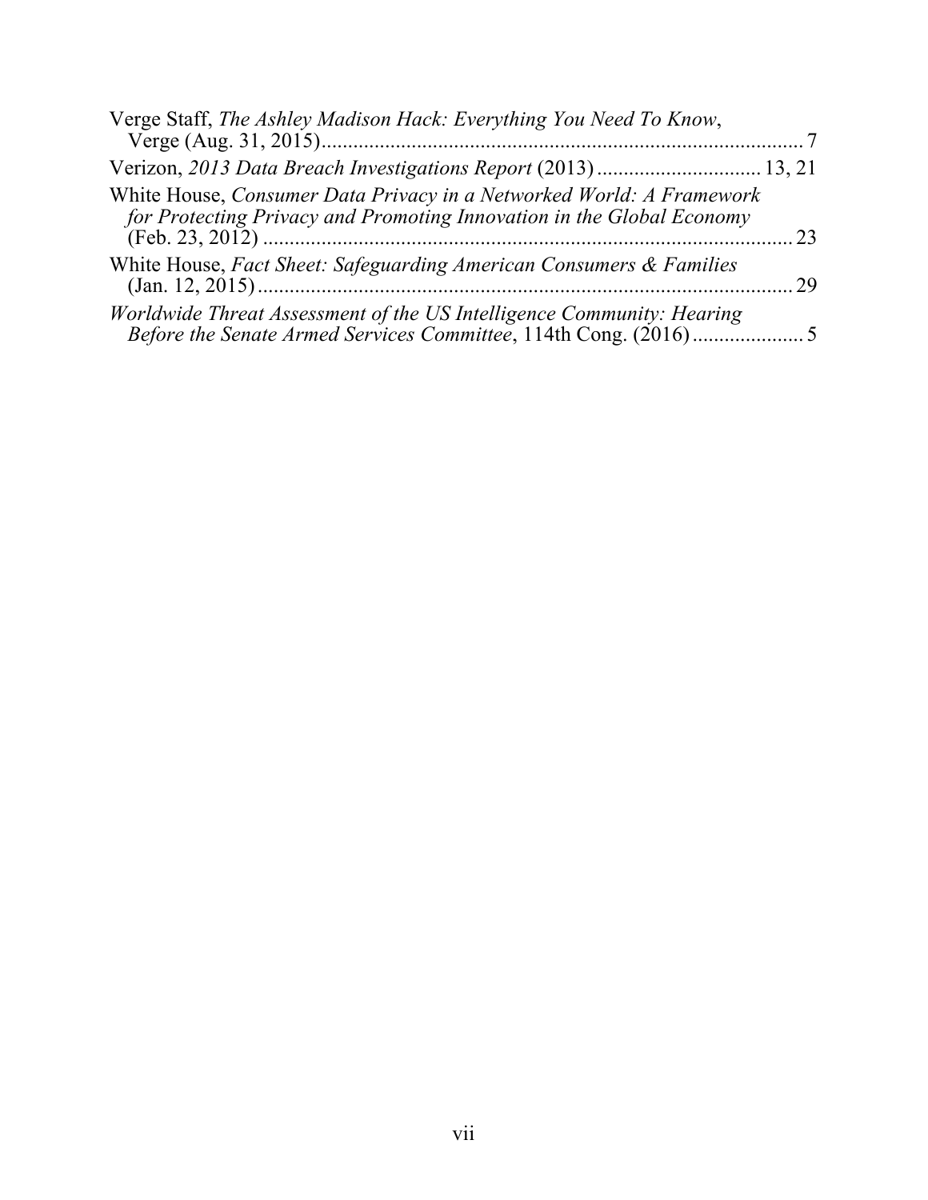Verge Staff, *The Ashley Madison Hack: Everything You Need To Know*, Verge (Aug. 31, 2015) .......................................................... 7

Verizon, *2013 Data Breach Investigations Report* (2013) .............................. 13, 21

White House, *Consumer Data Privacy in a Networked World: A Framework for Protecting Privacy and Promoting Innovation in the Global Economy* (Feb. 23, 2012) .......................................................... 23

White House, *Fact Sheet: Safeguarding American Consumers & Families* (Jan. 12, 2015) .......................................................... 29

*Worldwide Threat Assessment of the US Intelligence Community: Hearing Before the Senate Armed Services Committee*, 114th Cong. (2016) .................... 5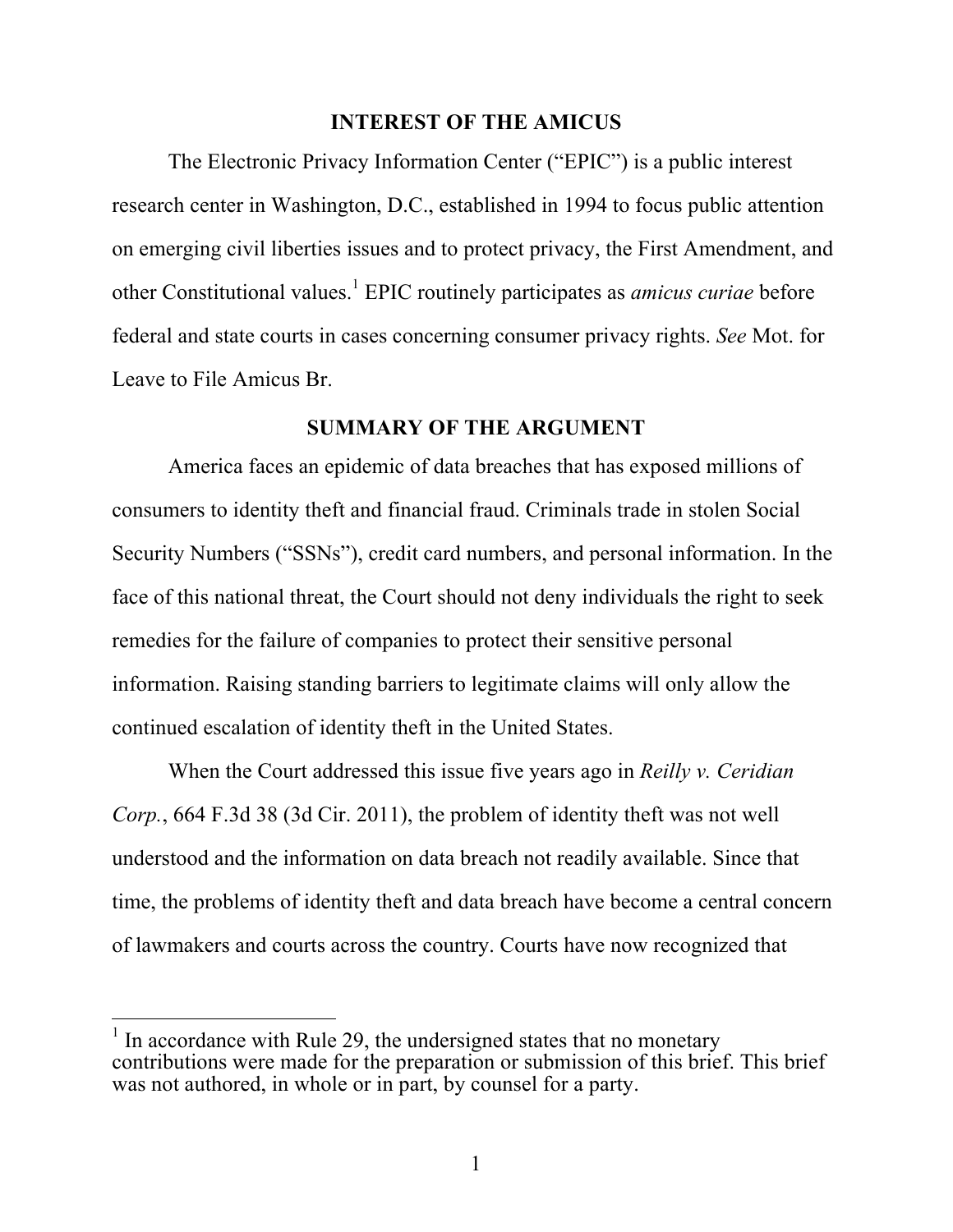## INTEREST OF THE AMICUS

The Electronic Privacy Information Center ("EPIC") is a public interest research center in Washington, D.C., established in 1994 to focus public attention on emerging civil liberties issues and to protect privacy, the First Amendment, and other Constitutional values.[1] EPIC routinely participates as *amicus curiae* before federal and state courts in cases concerning consumer privacy rights. *See* Mot. for Leave to File Amicus Br.

## SUMMARY OF THE ARGUMENT

America faces an epidemic of data breaches that has exposed millions of consumers to identity theft and financial fraud. Criminals trade in stolen Social Security Numbers ("SSNs"), credit card numbers, and personal information. In the face of this national threat, the Court should not deny individuals the right to seek remedies for the failure of companies to protect their sensitive personal information. Raising standing barriers to legitimate claims will only allow the continued escalation of identity theft in the United States.

When the Court addressed this issue five years ago in *Reilly v. Ceridian Corp.*, 664 F.3d 38 (3d Cir. 2011), the problem of identity theft was not well understood and the information on data breach not readily available. Since that time, the problems of identity theft and data breach have become a central concern of lawmakers and courts across the country. Courts have now recognized that

---

[1] In accordance with Rule 29, the undersigned states that no monetary contributions were made for the preparation or submission of this brief. This brief was not authored, in whole or in part, by counsel for a party.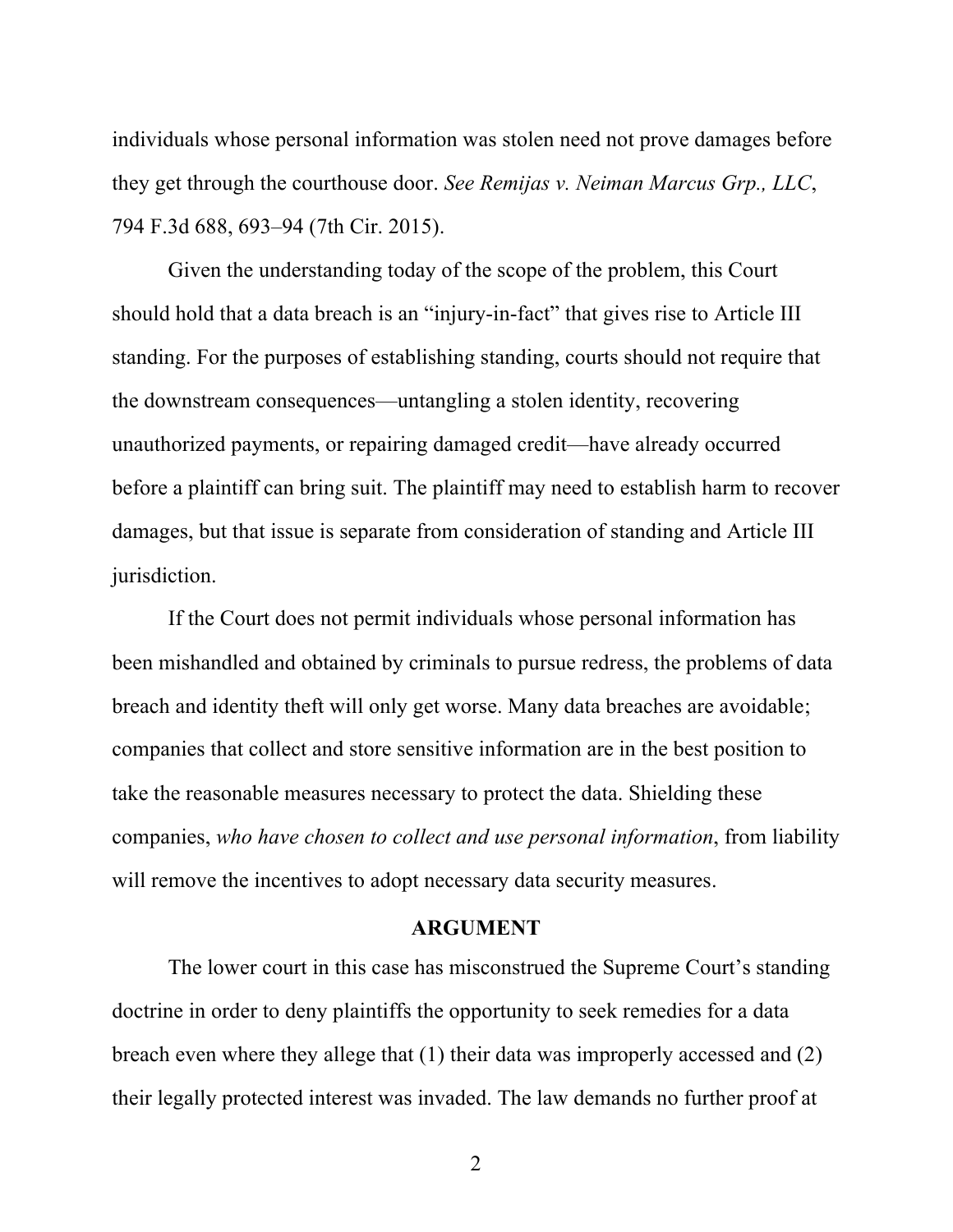individuals whose personal information was stolen need not prove damages before they get through the courthouse door. *See Remijas v. Neiman Marcus Grp., LLC*, 794 F.3d 688, 693–94 (7th Cir. 2015).

Given the understanding today of the scope of the problem, this Court should hold that a data breach is an "injury-in-fact" that gives rise to Article III standing. For the purposes of establishing standing, courts should not require that the downstream consequences—untangling a stolen identity, recovering unauthorized payments, or repairing damaged credit—have already occurred before a plaintiff can bring suit. The plaintiff may need to establish harm to recover damages, but that issue is separate from consideration of standing and Article III jurisdiction.

If the Court does not permit individuals whose personal information has been mishandled and obtained by criminals to pursue redress, the problems of data breach and identity theft will only get worse. Many data breaches are avoidable; companies that collect and store sensitive information are in the best position to take the reasonable measures necessary to protect the data. Shielding these companies, *who have chosen to collect and use personal information*, from liability will remove the incentives to adopt necessary data security measures.

## ARGUMENT

The lower court in this case has misconstrued the Supreme Court's standing doctrine in order to deny plaintiffs the opportunity to seek remedies for a data breach even where they allege that (1) their data was improperly accessed and (2) their legally protected interest was invaded. The law demands no further proof at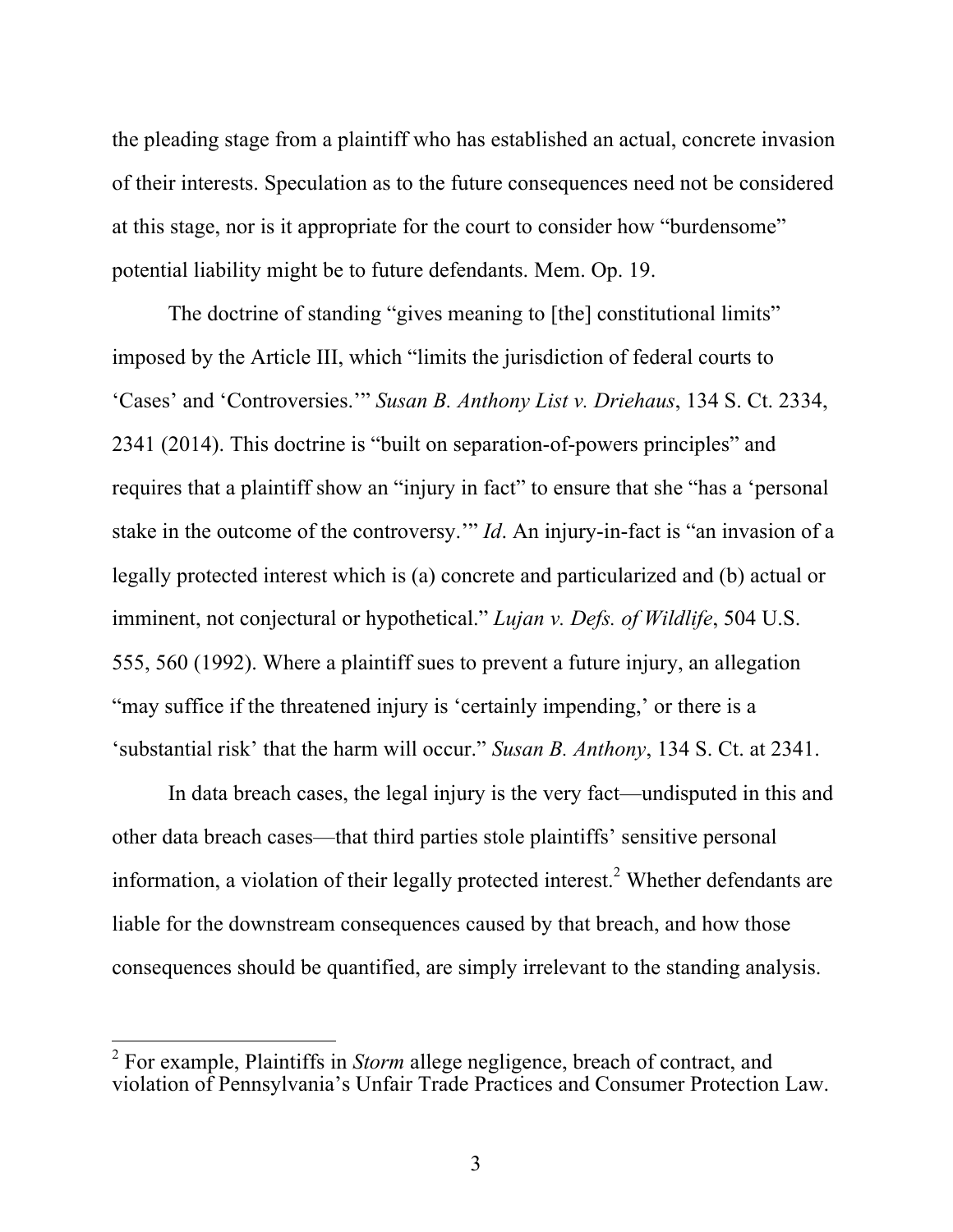the pleading stage from a plaintiff who has established an actual, concrete invasion of their interests. Speculation as to the future consequences need not be considered at this stage, nor is it appropriate for the court to consider how "burdensome" potential liability might be to future defendants. Mem. Op. 19.

The doctrine of standing "gives meaning to [the] constitutional limits" imposed by the Article III, which "limits the jurisdiction of federal courts to 'Cases' and 'Controversies.'" *Susan B. Anthony List v. Driehaus*, 134 S. Ct. 2334, 2341 (2014). This doctrine is "built on separation-of-powers principles" and requires that a plaintiff show an "injury in fact" to ensure that she "has a 'personal stake in the outcome of the controversy.'" *Id*. An injury-in-fact is "an invasion of a legally protected interest which is (a) concrete and particularized and (b) actual or imminent, not conjectural or hypothetical." *Lujan v. Defs. of Wildlife*, 504 U.S. 555, 560 (1992). Where a plaintiff sues to prevent a future injury, an allegation "may suffice if the threatened injury is 'certainly impending,' or there is a 'substantial risk' that the harm will occur." *Susan B. Anthony*, 134 S. Ct. at 2341.

In data breach cases, the legal injury is the very fact—undisputed in this and other data breach cases—that third parties stole plaintiffs' sensitive personal information, a violation of their legally protected interest.[2] Whether defendants are liable for the downstream consequences caused by that breach, and how those consequences should be quantified, are simply irrelevant to the standing analysis.

[2] For example, Plaintiffs in *Storm* allege negligence, breach of contract, and violation of Pennsylvania's Unfair Trade Practices and Consumer Protection Law.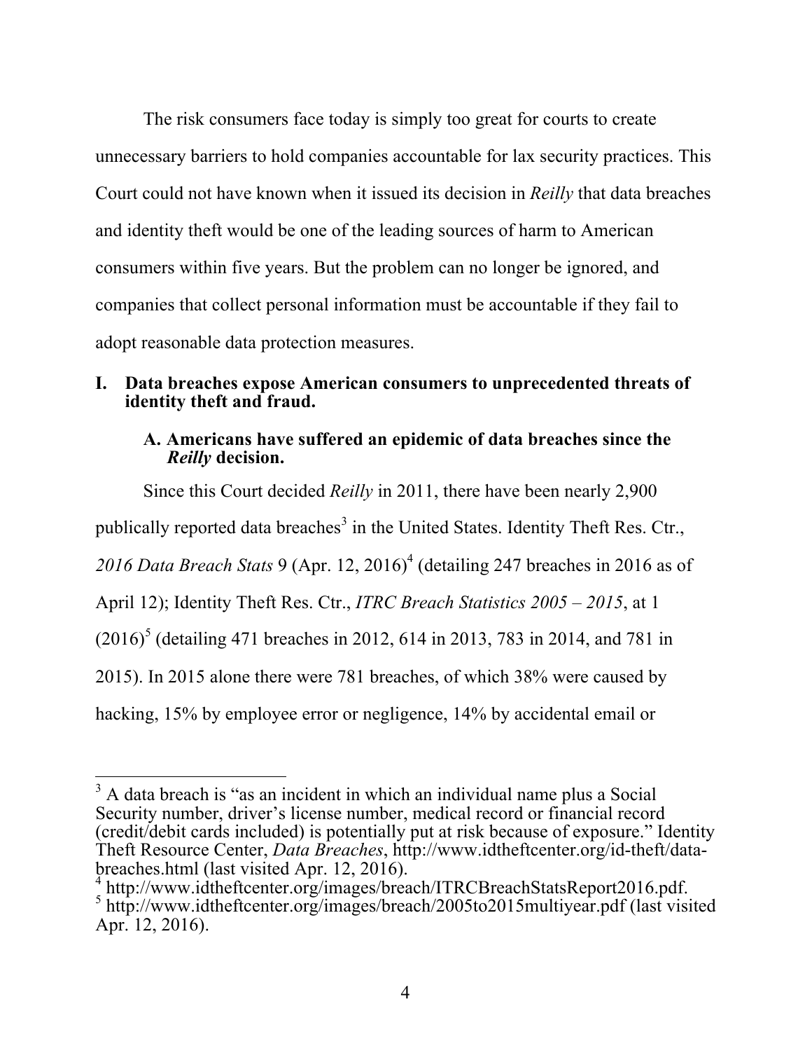The risk consumers face today is simply too great for courts to create unnecessary barriers to hold companies accountable for lax security practices. This Court could not have known when it issued its decision in *Reilly* that data breaches and identity theft would be one of the leading sources of harm to American consumers within five years. But the problem can no longer be ignored, and companies that collect personal information must be accountable if they fail to adopt reasonable data protection measures.

## I. Data breaches expose American consumers to unprecedented threats of identity theft and fraud.

### A. Americans have suffered an epidemic of data breaches since the *Reilly* decision.

Since this Court decided *Reilly* in 2011, there have been nearly 2,900 publically reported data breaches[3] in the United States. Identity Theft Res. Ctr., *2016 Data Breach Stats* 9 (Apr. 12, 2016)[4] (detailing 247 breaches in 2016 as of April 12); Identity Theft Res. Ctr., *ITRC Breach Statistics 2005 – 2015*, at 1 (2016)[5] (detailing 471 breaches in 2012, 614 in 2013, 783 in 2014, and 781 in 2015). In 2015 alone there were 781 breaches, of which 38% were caused by hacking, 15% by employee error or negligence, 14% by accidental email or

---

[3] A data breach is "as an incident in which an individual name plus a Social Security number, driver's license number, medical record or financial record (credit/debit cards included) is potentially put at risk because of exposure." Identity Theft Resource Center, *Data Breaches*, http://www.idtheftcenter.org/id-theft/data-breaches.html (last visited Apr. 12, 2016).

[4] http://www.idtheftcenter.org/images/breach/ITRCBreachStatsReport2016.pdf.

[5] http://www.idtheftcenter.org/images/breach/2005to2015multiyear.pdf (last visited Apr. 12, 2016).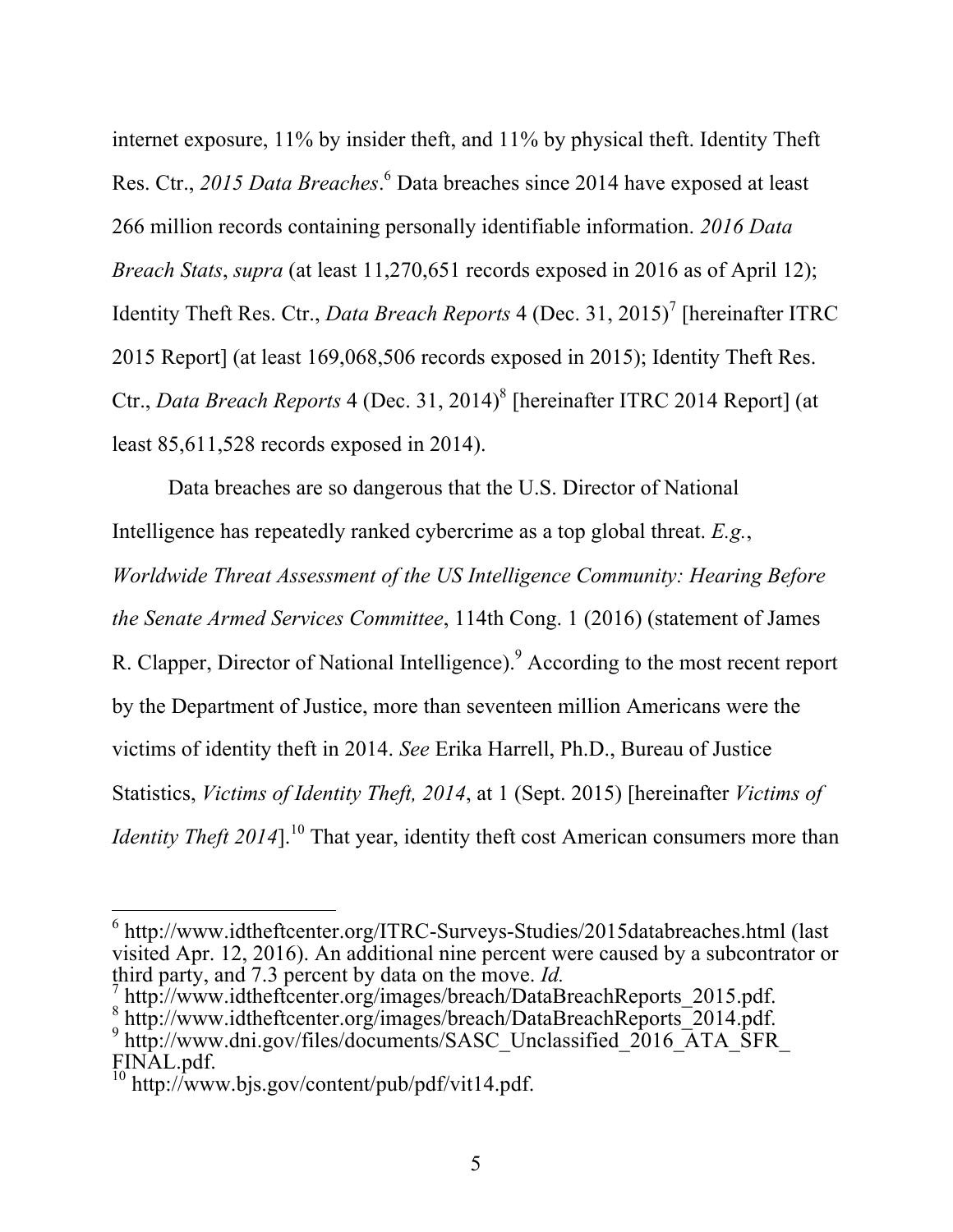internet exposure, 11% by insider theft, and 11% by physical theft. Identity Theft Res. Ctr., *2015 Data Breaches*.[6] Data breaches since 2014 have exposed at least 266 million records containing personally identifiable information. *2016 Data Breach Stats*, *supra* (at least 11,270,651 records exposed in 2016 as of April 12); Identity Theft Res. Ctr., *Data Breach Reports* 4 (Dec. 31, 2015)[7] [hereinafter ITRC 2015 Report] (at least 169,068,506 records exposed in 2015); Identity Theft Res. Ctr., *Data Breach Reports* 4 (Dec. 31, 2014)[8] [hereinafter ITRC 2014 Report] (at least 85,611,528 records exposed in 2014).

Data breaches are so dangerous that the U.S. Director of National Intelligence has repeatedly ranked cybercrime as a top global threat. *E.g.*, *Worldwide Threat Assessment of the US Intelligence Community: Hearing Before the Senate Armed Services Committee*, 114th Cong. 1 (2016) (statement of James R. Clapper, Director of National Intelligence).[9] According to the most recent report by the Department of Justice, more than seventeen million Americans were the victims of identity theft in 2014. *See* Erika Harrell, Ph.D., Bureau of Justice Statistics, *Victims of Identity Theft, 2014*, at 1 (Sept. 2015) [hereinafter *Victims of Identity Theft 2014*].[10] That year, identity theft cost American consumers more than

---

[6] http://www.idtheftcenter.org/ITRC-Surveys-Studies/2015databreaches.html (last visited Apr. 12, 2016). An additional nine percent were caused by a subcontrator or third party, and 7.3 percent by data on the move. *Id.*

[7] http://www.idtheftcenter.org/images/breach/DataBreachReports_2015.pdf.

[8] http://www.idtheftcenter.org/images/breach/DataBreachReports_2014.pdf.

[9] http://www.dni.gov/files/documents/SASC_Unclassified_2016_ATA_SFR_FINAL.pdf.

[10] http://www.bjs.gov/content/pub/pdf/vit14.pdf.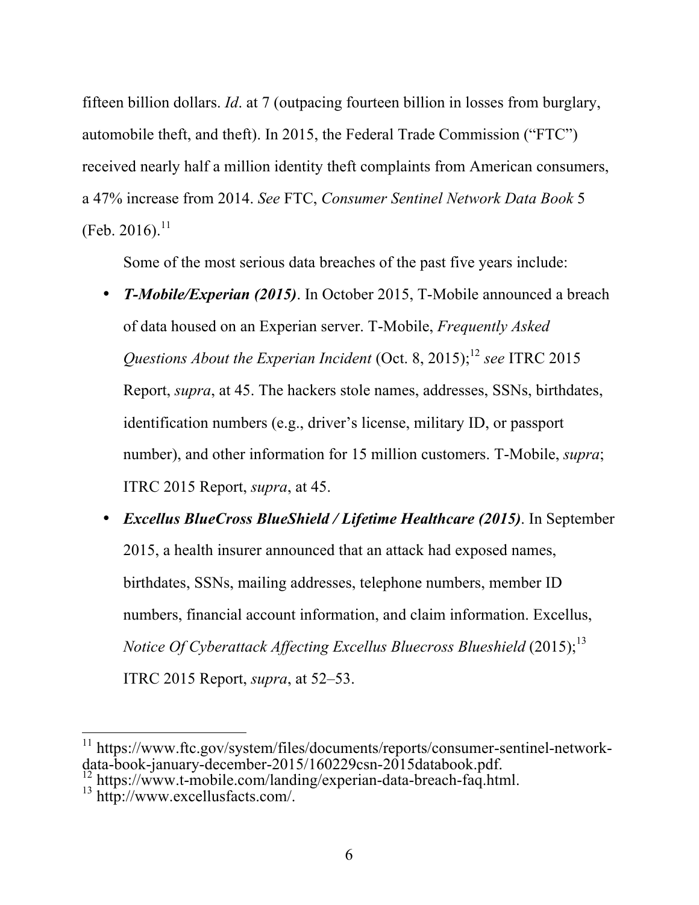fifteen billion dollars. *Id*. at 7 (outpacing fourteen billion in losses from burglary, automobile theft, and theft). In 2015, the Federal Trade Commission ("FTC") received nearly half a million identity theft complaints from American consumers, a 47% increase from 2014. *See* FTC, *Consumer Sentinel Network Data Book* 5 (Feb. 2016).[11]

Some of the most serious data breaches of the past five years include:

- ***T-Mobile/Experian (2015)***. In October 2015, T-Mobile announced a breach of data housed on an Experian server. T-Mobile, *Frequently Asked Questions About the Experian Incident* (Oct. 8, 2015);[12] *see* ITRC 2015 Report, *supra*, at 45. The hackers stole names, addresses, SSNs, birthdates, identification numbers (e.g., driver's license, military ID, or passport number), and other information for 15 million customers. T-Mobile, *supra*; ITRC 2015 Report, *supra*, at 45.
- ***Excellus BlueCross BlueShield / Lifetime Healthcare (2015)***. In September 2015, a health insurer announced that an attack had exposed names, birthdates, SSNs, mailing addresses, telephone numbers, member ID numbers, financial account information, and claim information. Excellus, *Notice Of Cyberattack Affecting Excellus Bluecross Blueshield* (2015);[13] ITRC 2015 Report, *supra*, at 52–53.

---

[11] https://www.ftc.gov/system/files/documents/reports/consumer-sentinel-network-data-book-january-december-2015/160229csn-2015databook.pdf.
[12] https://www.t-mobile.com/landing/experian-data-breach-faq.html.
[13] http://www.excellusfacts.com/.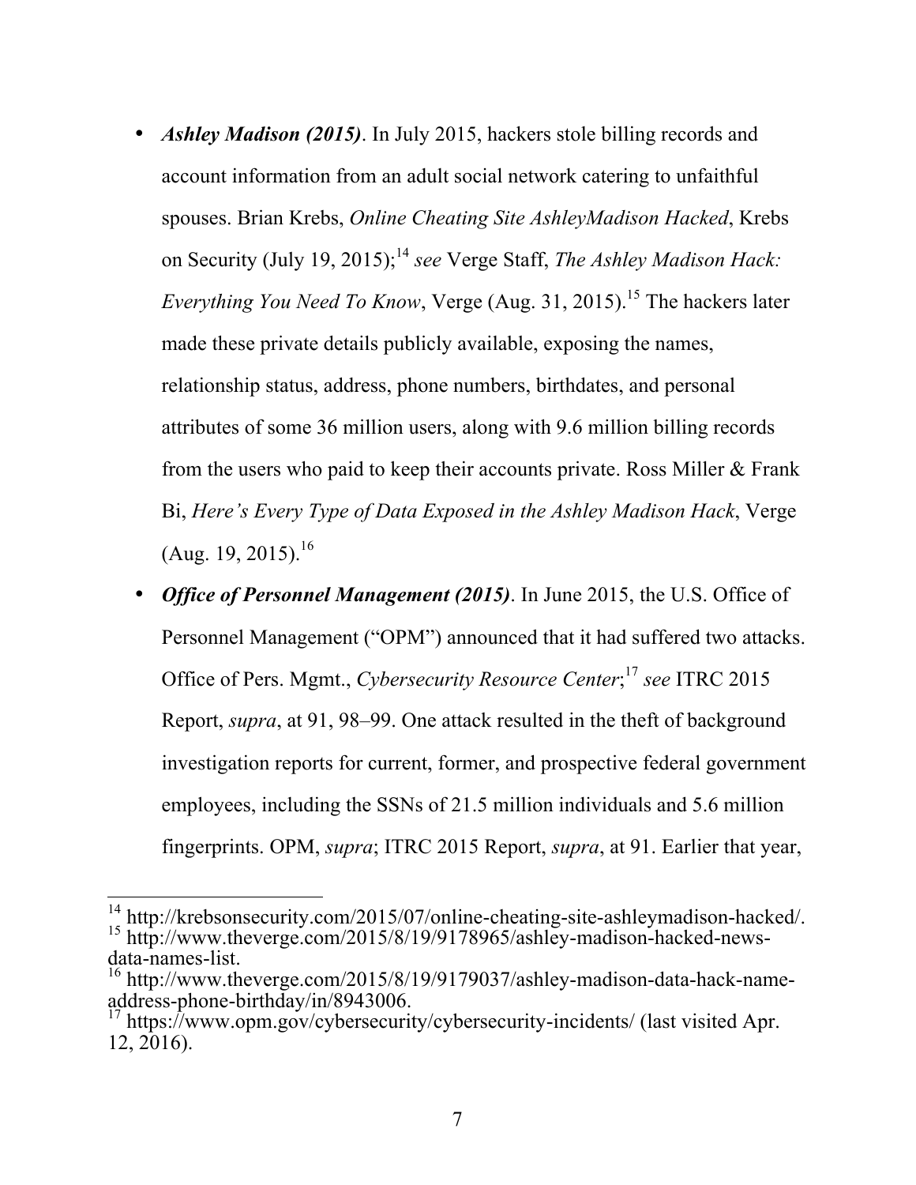- ***Ashley Madison (2015)***. In July 2015, hackers stole billing records and account information from an adult social network catering to unfaithful spouses. Brian Krebs, *Online Cheating Site AshleyMadison Hacked*, Krebs on Security (July 19, 2015);[14] *see* Verge Staff, *The Ashley Madison Hack: Everything You Need To Know*, Verge (Aug. 31, 2015).[15] The hackers later made these private details publicly available, exposing the names, relationship status, address, phone numbers, birthdates, and personal attributes of some 36 million users, along with 9.6 million billing records from the users who paid to keep their accounts private. Ross Miller & Frank Bi, *Here's Every Type of Data Exposed in the Ashley Madison Hack*, Verge (Aug. 19, 2015).[16]
- ***Office of Personnel Management (2015)***. In June 2015, the U.S. Office of Personnel Management ("OPM") announced that it had suffered two attacks. Office of Pers. Mgmt., *Cybersecurity Resource Center*;[17] *see* ITRC 2015 Report, *supra*, at 91, 98–99. One attack resulted in the theft of background investigation reports for current, former, and prospective federal government employees, including the SSNs of 21.5 million individuals and 5.6 million fingerprints. OPM, *supra*; ITRC 2015 Report, *supra*, at 91. Earlier that year,

---

[14] http://krebsonsecurity.com/2015/07/online-cheating-site-ashleymadison-hacked/.
[15] http://www.theverge.com/2015/8/19/9178965/ashley-madison-hacked-news-data-names-list.
[16] http://www.theverge.com/2015/8/19/9179037/ashley-madison-data-hack-name-address-phone-birthday/in/8943006.
[17] https://www.opm.gov/cybersecurity/cybersecurity-incidents/ (last visited Apr. 12, 2016).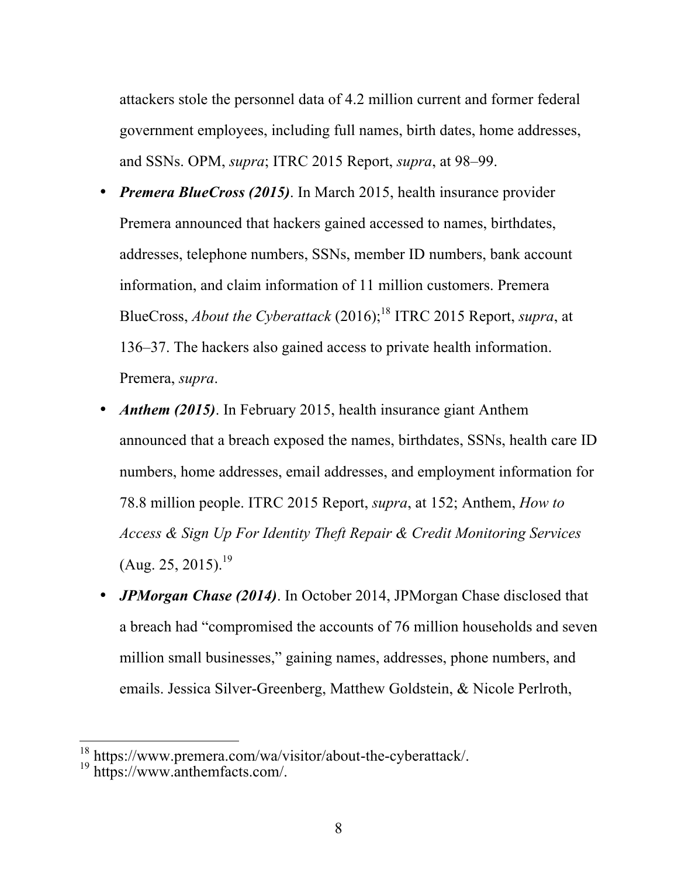attackers stole the personnel data of 4.2 million current and former federal government employees, including full names, birth dates, home addresses, and SSNs. OPM, *supra*; ITRC 2015 Report, *supra*, at 98–99.

- ***Premera BlueCross (2015)***. In March 2015, health insurance provider Premera announced that hackers gained accessed to names, birthdates, addresses, telephone numbers, SSNs, member ID numbers, bank account information, and claim information of 11 million customers. Premera BlueCross, *About the Cyberattack* (2016);[18] ITRC 2015 Report, *supra*, at 136–37. The hackers also gained access to private health information. Premera, *supra*.
- ***Anthem (2015)***. In February 2015, health insurance giant Anthem announced that a breach exposed the names, birthdates, SSNs, health care ID numbers, home addresses, email addresses, and employment information for 78.8 million people. ITRC 2015 Report, *supra*, at 152; Anthem, *How to Access & Sign Up For Identity Theft Repair & Credit Monitoring Services* (Aug. 25, 2015).[19]
- ***JPMorgan Chase (2014)***. In October 2014, JPMorgan Chase disclosed that a breach had "compromised the accounts of 76 million households and seven million small businesses," gaining names, addresses, phone numbers, and emails. Jessica Silver-Greenberg, Matthew Goldstein, & Nicole Perlroth,

[18] https://www.premera.com/wa/visitor/about-the-cyberattack/.

[19] https://www.anthemfacts.com/.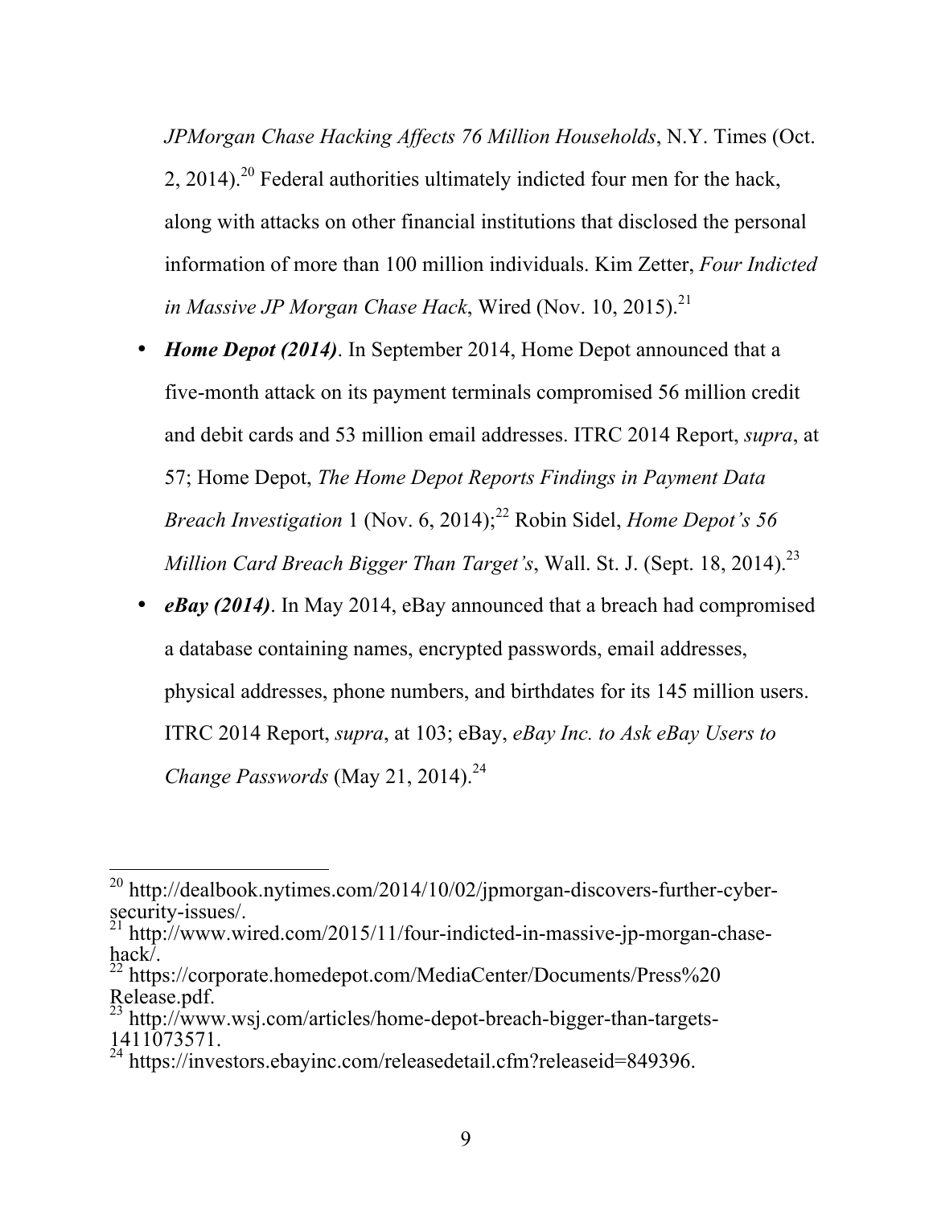*JPMorgan Chase Hacking Affects 76 Million Households*, N.Y. Times (Oct. 2, 2014).[20] Federal authorities ultimately indicted four men for the hack, along with attacks on other financial institutions that disclosed the personal information of more than 100 million individuals. Kim Zetter, *Four Indicted in Massive JP Morgan Chase Hack*, Wired (Nov. 10, 2015).[21]

- ***Home Depot (2014)***. In September 2014, Home Depot announced that a five-month attack on its payment terminals compromised 56 million credit and debit cards and 53 million email addresses. ITRC 2014 Report, *supra*, at 57; Home Depot, *The Home Depot Reports Findings in Payment Data Breach Investigation* 1 (Nov. 6, 2014);[22] Robin Sidel, *Home Depot's 56 Million Card Breach Bigger Than Target's*, Wall. St. J. (Sept. 18, 2014).[23]
- ***eBay (2014)***. In May 2014, eBay announced that a breach had compromised a database containing names, encrypted passwords, email addresses, physical addresses, phone numbers, and birthdates for its 145 million users. ITRC 2014 Report, *supra*, at 103; eBay, *eBay Inc. to Ask eBay Users to Change Passwords* (May 21, 2014).[24]

---

[20] http://dealbook.nytimes.com/2014/10/02/jpmorgan-discovers-further-cyber-security-issues/.

[21] http://www.wired.com/2015/11/four-indicted-in-massive-jp-morgan-chase-hack/.

[22] https://corporate.homedepot.com/MediaCenter/Documents/Press%20Release.pdf.

[23] http://www.wsj.com/articles/home-depot-breach-bigger-than-targets-1411073571.

[24] https://investors.ebayinc.com/releasedetail.cfm?releaseid=849396.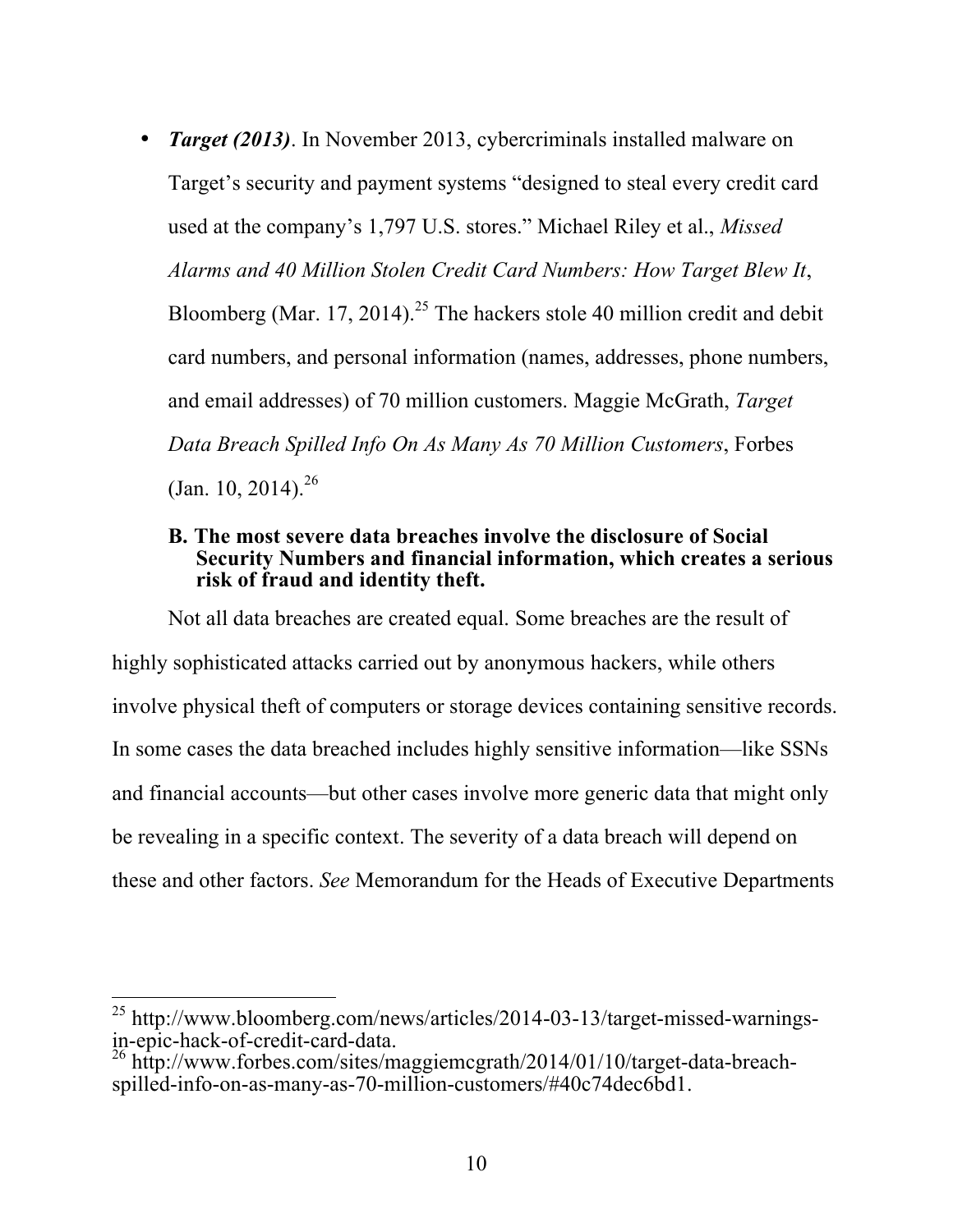- ***Target (2013)***. In November 2013, cybercriminals installed malware on Target's security and payment systems "designed to steal every credit card used at the company's 1,797 U.S. stores." Michael Riley et al., *Missed Alarms and 40 Million Stolen Credit Card Numbers: How Target Blew It*, Bloomberg (Mar. 17, 2014).[25] The hackers stole 40 million credit and debit card numbers, and personal information (names, addresses, phone numbers, and email addresses) of 70 million customers. Maggie McGrath, *Target Data Breach Spilled Info On As Many As 70 Million Customers*, Forbes (Jan. 10, 2014).[26]

### B. The most severe data breaches involve the disclosure of Social Security Numbers and financial information, which creates a serious risk of fraud and identity theft.

Not all data breaches are created equal. Some breaches are the result of highly sophisticated attacks carried out by anonymous hackers, while others involve physical theft of computers or storage devices containing sensitive records. In some cases the data breached includes highly sensitive information—like SSNs and financial accounts—but other cases involve more generic data that might only be revealing in a specific context. The severity of a data breach will depend on these and other factors. *See* Memorandum for the Heads of Executive Departments

---

[25] http://www.bloomberg.com/news/articles/2014-03-13/target-missed-warnings-in-epic-hack-of-credit-card-data.

[26] http://www.forbes.com/sites/maggiemcgrath/2014/01/10/target-data-breach-spilled-info-on-as-many-as-70-million-customers/#40c74dec6bd1.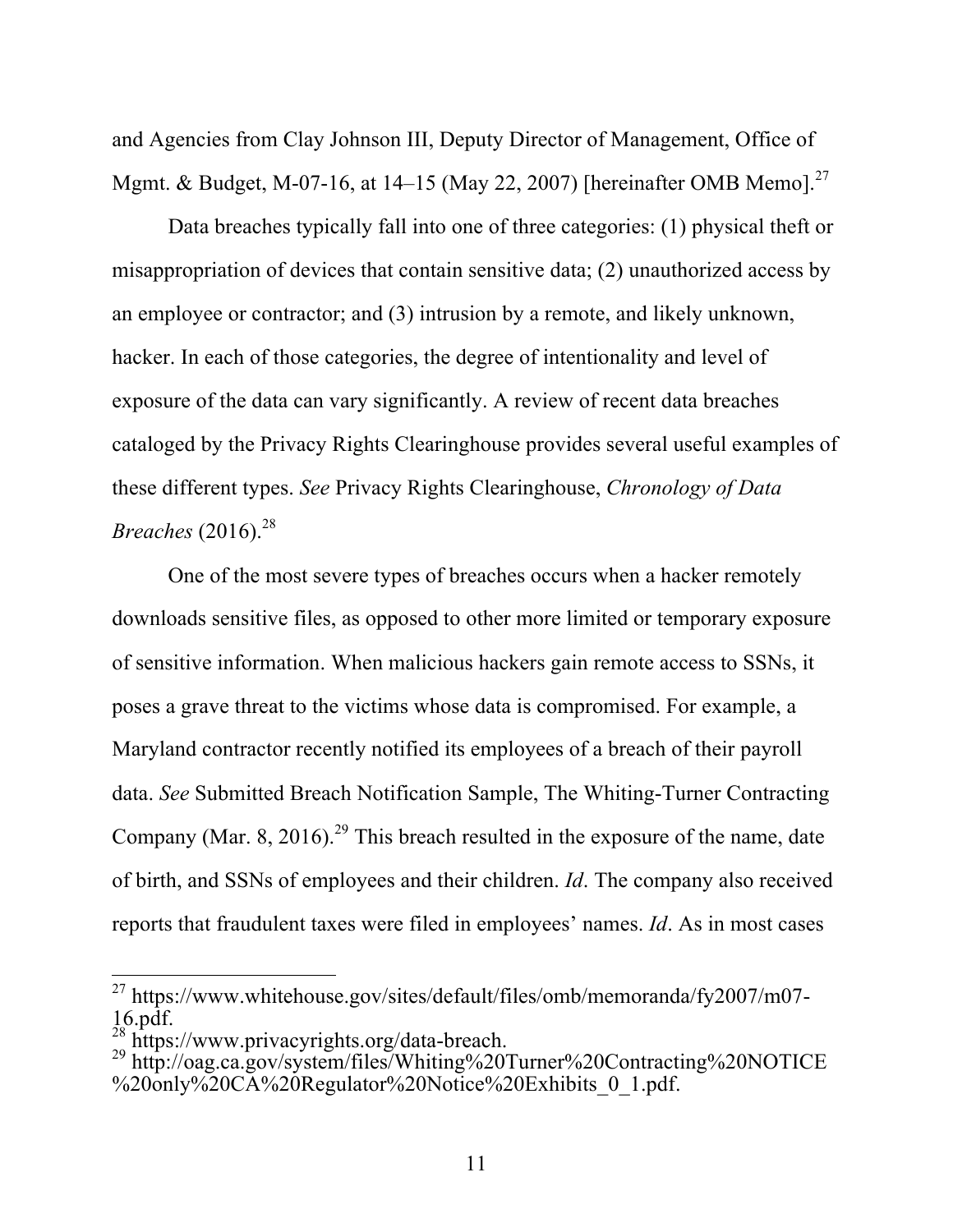and Agencies from Clay Johnson III, Deputy Director of Management, Office of Mgmt. & Budget, M-07-16, at 14–15 (May 22, 2007) [hereinafter OMB Memo].[27]

Data breaches typically fall into one of three categories: (1) physical theft or misappropriation of devices that contain sensitive data; (2) unauthorized access by an employee or contractor; and (3) intrusion by a remote, and likely unknown, hacker. In each of those categories, the degree of intentionality and level of exposure of the data can vary significantly. A review of recent data breaches cataloged by the Privacy Rights Clearinghouse provides several useful examples of these different types. *See* Privacy Rights Clearinghouse, *Chronology of Data Breaches* (2016).[28]

One of the most severe types of breaches occurs when a hacker remotely downloads sensitive files, as opposed to other more limited or temporary exposure of sensitive information. When malicious hackers gain remote access to SSNs, it poses a grave threat to the victims whose data is compromised. For example, a Maryland contractor recently notified its employees of a breach of their payroll data. *See* Submitted Breach Notification Sample, The Whiting-Turner Contracting Company (Mar. 8, 2016).[29] This breach resulted in the exposure of the name, date of birth, and SSNs of employees and their children. *Id*. The company also received reports that fraudulent taxes were filed in employees' names. *Id*. As in most cases

---

[27] https://www.whitehouse.gov/sites/default/files/omb/memoranda/fy2007/m07-16.pdf.

[28] https://www.privacyrights.org/data-breach.

[29] http://oag.ca.gov/system/files/Whiting%20Turner%20Contracting%20NOTICE%20only%20CA%20Regulator%20Notice%20Exhibits_0_1.pdf.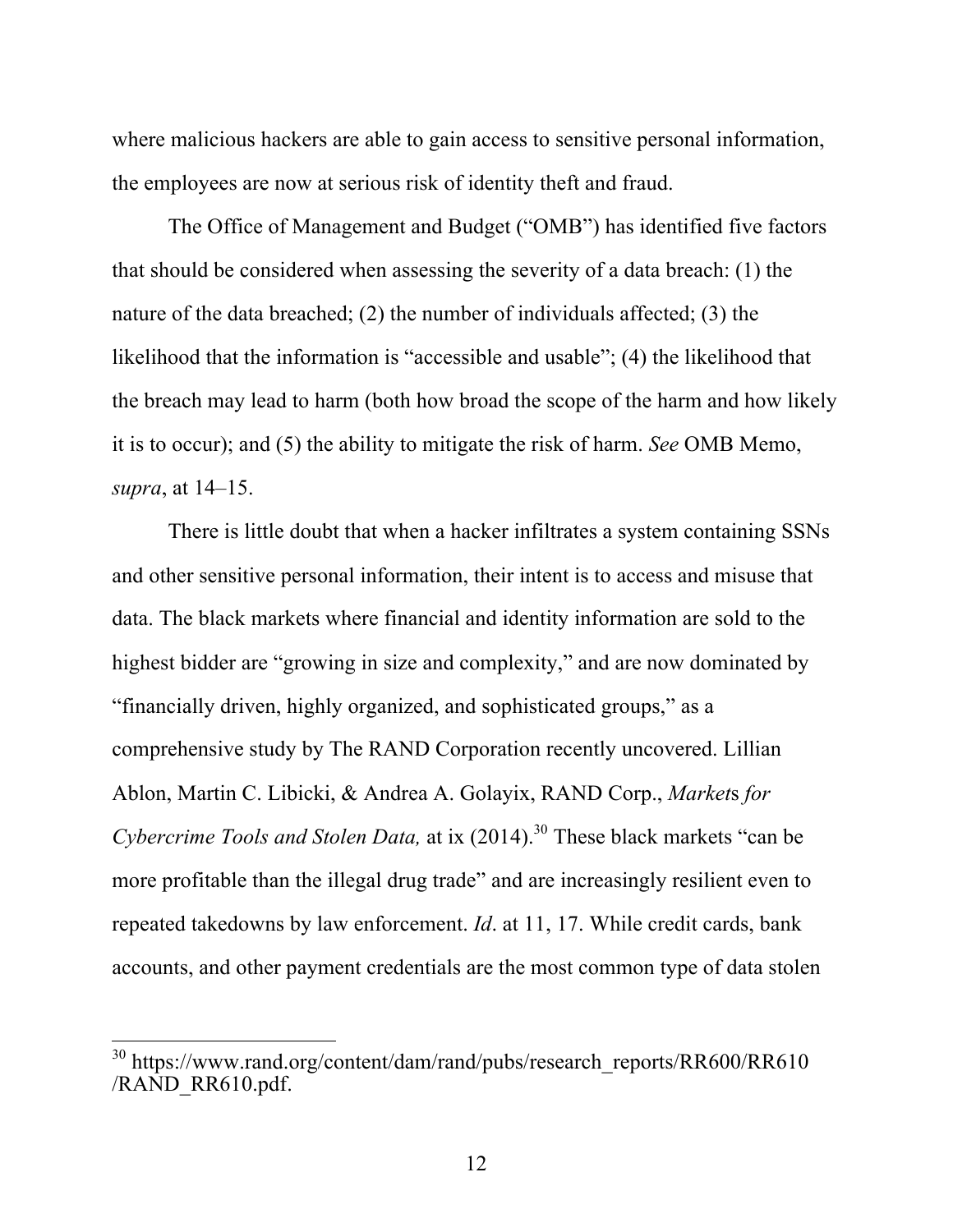where malicious hackers are able to gain access to sensitive personal information, the employees are now at serious risk of identity theft and fraud.

The Office of Management and Budget ("OMB") has identified five factors that should be considered when assessing the severity of a data breach: (1) the nature of the data breached; (2) the number of individuals affected; (3) the likelihood that the information is "accessible and usable"; (4) the likelihood that the breach may lead to harm (both how broad the scope of the harm and how likely it is to occur); and (5) the ability to mitigate the risk of harm. *See* OMB Memo, *supra*, at 14–15.

There is little doubt that when a hacker infiltrates a system containing SSNs and other sensitive personal information, their intent is to access and misuse that data. The black markets where financial and identity information are sold to the highest bidder are "growing in size and complexity," and are now dominated by "financially driven, highly organized, and sophisticated groups," as a comprehensive study by The RAND Corporation recently uncovered. Lillian Ablon, Martin C. Libicki, & Andrea A. Golayix, RAND Corp., *Markets for Cybercrime Tools and Stolen Data,* at ix (2014).[30] These black markets "can be more profitable than the illegal drug trade" and are increasingly resilient even to repeated takedowns by law enforcement. *Id*. at 11, 17. While credit cards, bank accounts, and other payment credentials are the most common type of data stolen

---

[30] https://www.rand.org/content/dam/rand/pubs/research_reports/RR600/RR610/RAND_RR610.pdf.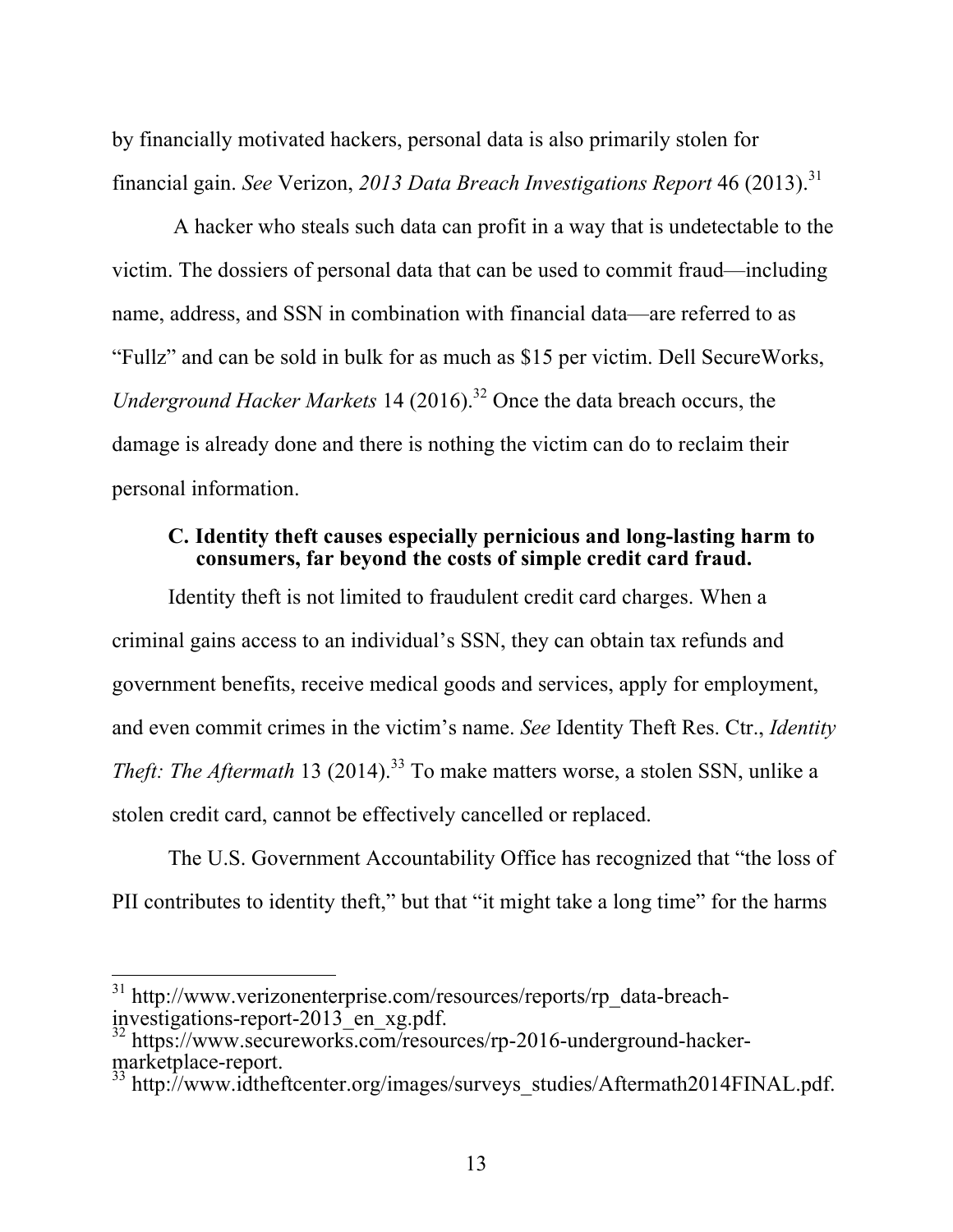by financially motivated hackers, personal data is also primarily stolen for financial gain. *See* Verizon, *2013 Data Breach Investigations Report* 46 (2013).[31]

A hacker who steals such data can profit in a way that is undetectable to the victim. The dossiers of personal data that can be used to commit fraud—including name, address, and SSN in combination with financial data—are referred to as "Fullz" and can be sold in bulk for as much as $15 per victim. Dell SecureWorks, *Underground Hacker Markets* 14 (2016).[32] Once the data breach occurs, the damage is already done and there is nothing the victim can do to reclaim their personal information.

### C. Identity theft causes especially pernicious and long-lasting harm to consumers, far beyond the costs of simple credit card fraud.

Identity theft is not limited to fraudulent credit card charges. When a criminal gains access to an individual's SSN, they can obtain tax refunds and government benefits, receive medical goods and services, apply for employment, and even commit crimes in the victim's name. *See* Identity Theft Res. Ctr., *Identity Theft: The Aftermath* 13 (2014).[33] To make matters worse, a stolen SSN, unlike a stolen credit card, cannot be effectively cancelled or replaced.

The U.S. Government Accountability Office has recognized that "the loss of PII contributes to identity theft," but that "it might take a long time" for the harms

---

[31] http://www.verizonenterprise.com/resources/reports/rp_data-breach-investigations-report-2013_en_xg.pdf.

[32] https://www.secureworks.com/resources/rp-2016-underground-hacker-marketplace-report.

[33] http://www.idtheftcenter.org/images/surveys_studies/Aftermath2014FINAL.pdf.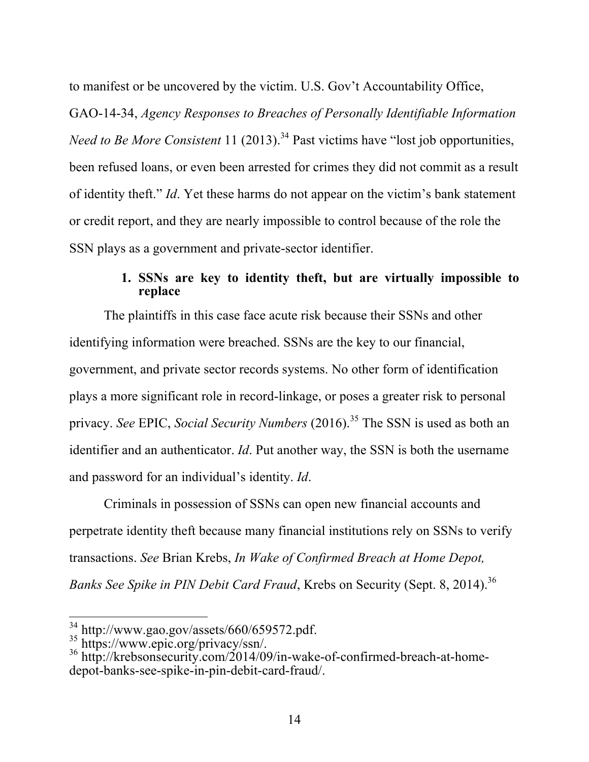to manifest or be uncovered by the victim. U.S. Gov't Accountability Office, GAO-14-34, *Agency Responses to Breaches of Personally Identifiable Information Need to Be More Consistent* 11 (2013).[34] Past victims have "lost job opportunities, been refused loans, or even been arrested for crimes they did not commit as a result of identity theft." *Id*. Yet these harms do not appear on the victim's bank statement or credit report, and they are nearly impossible to control because of the role the SSN plays as a government and private-sector identifier.

### 1. SSNs are key to identity theft, but are virtually impossible to replace

The plaintiffs in this case face acute risk because their SSNs and other identifying information were breached. SSNs are the key to our financial, government, and private sector records systems. No other form of identification plays a more significant role in record-linkage, or poses a greater risk to personal privacy. *See* EPIC, *Social Security Numbers* (2016).[35] The SSN is used as both an identifier and an authenticator. *Id*. Put another way, the SSN is both the username and password for an individual's identity. *Id*.

Criminals in possession of SSNs can open new financial accounts and perpetrate identity theft because many financial institutions rely on SSNs to verify transactions. *See* Brian Krebs, *In Wake of Confirmed Breach at Home Depot, Banks See Spike in PIN Debit Card Fraud*, Krebs on Security (Sept. 8, 2014).[36]

---

[34] http://www.gao.gov/assets/660/659572.pdf.

[35] https://www.epic.org/privacy/ssn/.

[36] http://krebsonsecurity.com/2014/09/in-wake-of-confirmed-breach-at-home-depot-banks-see-spike-in-pin-debit-card-fraud/.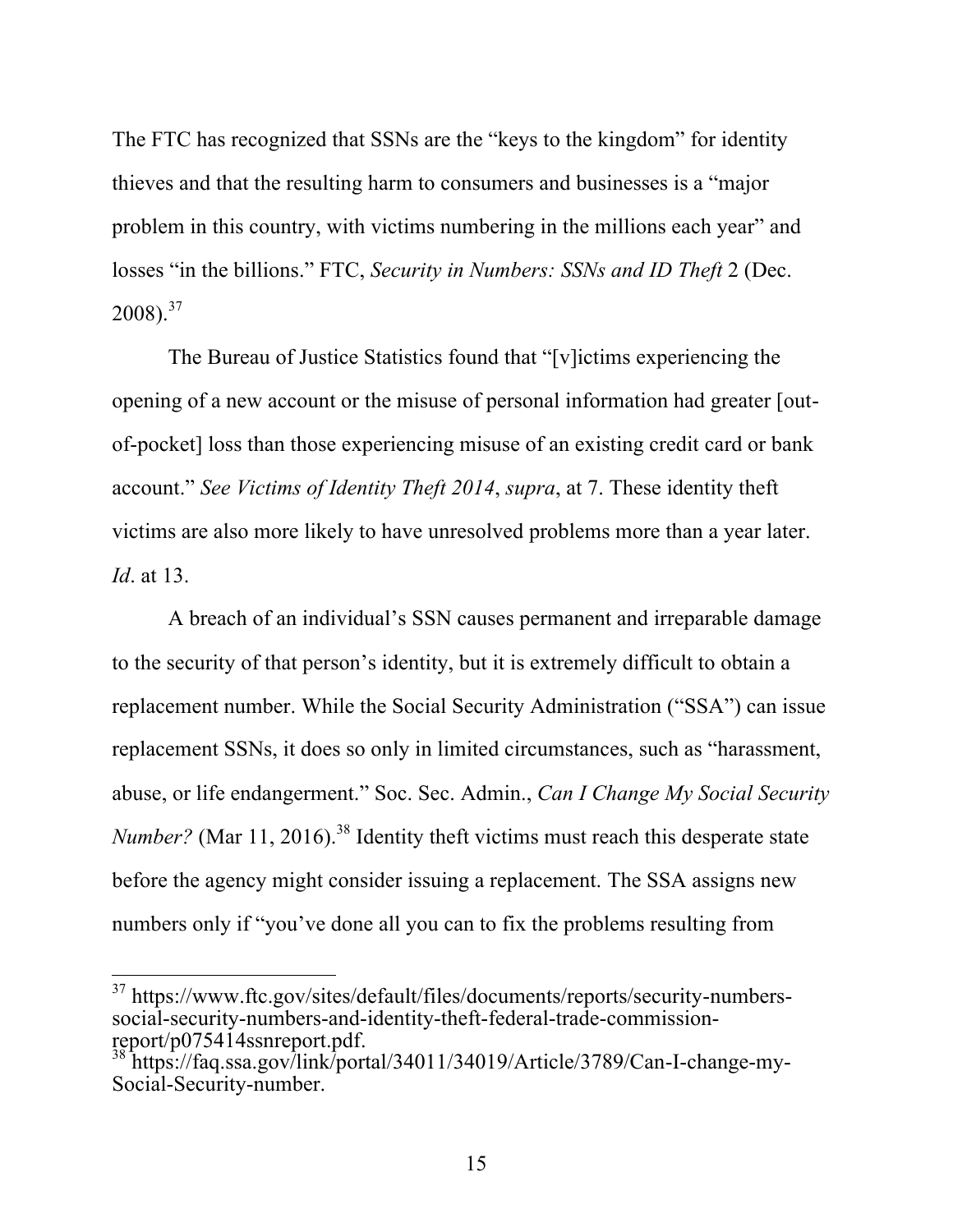The FTC has recognized that SSNs are the “keys to the kingdom” for identity thieves and that the resulting harm to consumers and businesses is a “major problem in this country, with victims numbering in the millions each year” and losses “in the billions.” FTC, *Security in Numbers: SSNs and ID Theft* 2 (Dec. 2008).[37]

The Bureau of Justice Statistics found that “[v]ictims experiencing the opening of a new account or the misuse of personal information had greater [out-of-pocket] loss than those experiencing misuse of an existing credit card or bank account.” *See Victims of Identity Theft 2014*, *supra*, at 7. These identity theft victims are also more likely to have unresolved problems more than a year later. *Id*. at 13.

A breach of an individual’s SSN causes permanent and irreparable damage to the security of that person’s identity, but it is extremely difficult to obtain a replacement number. While the Social Security Administration (“SSA”) can issue replacement SSNs, it does so only in limited circumstances, such as “harassment, abuse, or life endangerment.” Soc. Sec. Admin., *Can I Change My Social Security Number?* (Mar 11, 2016).[38] Identity theft victims must reach this desperate state before the agency might consider issuing a replacement. The SSA assigns new numbers only if “you’ve done all you can to fix the problems resulting from

---

[37] https://www.ftc.gov/sites/default/files/documents/reports/security-numbers-social-security-numbers-and-identity-theft-federal-trade-commission-report/p075414ssnreport.pdf.

[38] https://faq.ssa.gov/link/portal/34011/34019/Article/3789/Can-I-change-my-Social-Security-number.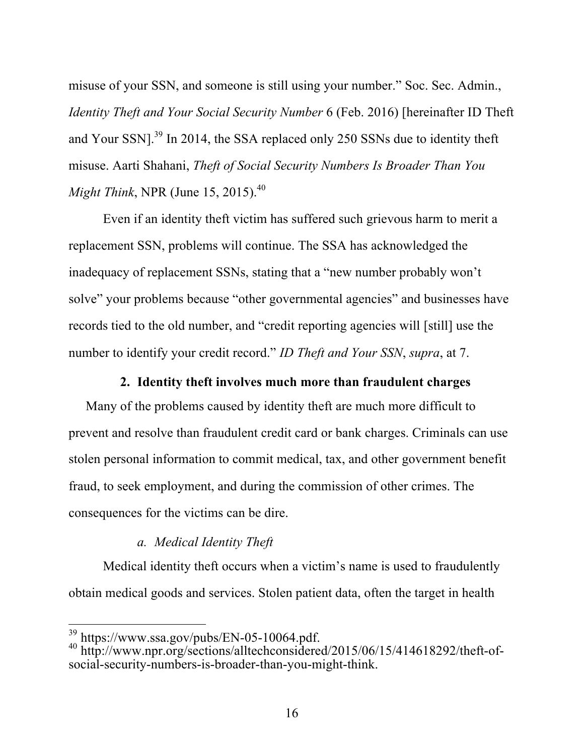misuse of your SSN, and someone is still using your number." Soc. Sec. Admin., *Identity Theft and Your Social Security Number* 6 (Feb. 2016) [hereinafter ID Theft and Your SSN].[39] In 2014, the SSA replaced only 250 SSNs due to identity theft misuse. Aarti Shahani, *Theft of Social Security Numbers Is Broader Than You Might Think*, NPR (June 15, 2015).[40]

Even if an identity theft victim has suffered such grievous harm to merit a replacement SSN, problems will continue. The SSA has acknowledged the inadequacy of replacement SSNs, stating that a "new number probably won't solve" your problems because "other governmental agencies" and businesses have records tied to the old number, and "credit reporting agencies will [still] use the number to identify your credit record." *ID Theft and Your SSN*, *supra*, at 7.

### 2. Identity theft involves much more than fraudulent charges

Many of the problems caused by identity theft are much more difficult to prevent and resolve than fraudulent credit card or bank charges. Criminals can use stolen personal information to commit medical, tax, and other government benefit fraud, to seek employment, and during the commission of other crimes. The consequences for the victims can be dire.

#### *a. Medical Identity Theft*

Medical identity theft occurs when a victim's name is used to fraudulently obtain medical goods and services. Stolen patient data, often the target in health

---

[39] https://www.ssa.gov/pubs/EN-05-10064.pdf.

[40] http://www.npr.org/sections/alltechconsidered/2015/06/15/414618292/theft-of-social-security-numbers-is-broader-than-you-might-think.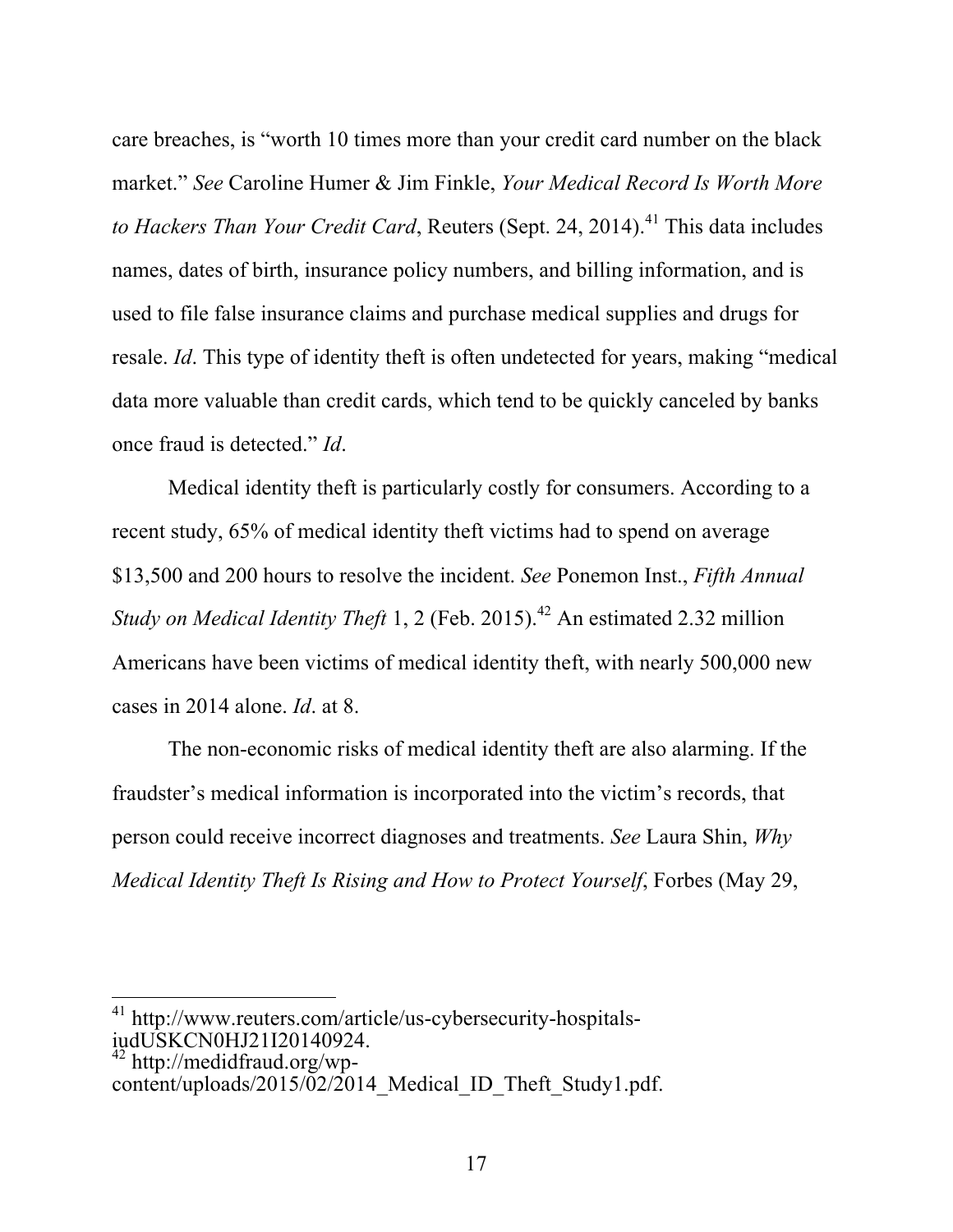care breaches, is "worth 10 times more than your credit card number on the black market." *See* Caroline Humer & Jim Finkle, *Your Medical Record Is Worth More to Hackers Than Your Credit Card*, Reuters (Sept. 24, 2014).[41] This data includes names, dates of birth, insurance policy numbers, and billing information, and is used to file false insurance claims and purchase medical supplies and drugs for resale. *Id*. This type of identity theft is often undetected for years, making "medical data more valuable than credit cards, which tend to be quickly canceled by banks once fraud is detected." *Id*.

Medical identity theft is particularly costly for consumers. According to a recent study, 65% of medical identity theft victims had to spend on average $13,500 and 200 hours to resolve the incident. *See* Ponemon Inst., *Fifth Annual Study on Medical Identity Theft* 1, 2 (Feb. 2015).[42] An estimated 2.32 million Americans have been victims of medical identity theft, with nearly 500,000 new cases in 2014 alone. *Id*. at 8.

The non-economic risks of medical identity theft are also alarming. If the fraudster's medical information is incorporated into the victim's records, that person could receive incorrect diagnoses and treatments. *See* Laura Shin, *Why Medical Identity Theft Is Rising and How to Protect Yourself*, Forbes (May 29,

---

[41] http://www.reuters.com/article/us-cybersecurity-hospitals-iudUSKCN0HJ21I20140924.

[42] http://medidfraud.org/wp-content/uploads/2015/02/2014_Medical_ID_Theft_Study1.pdf.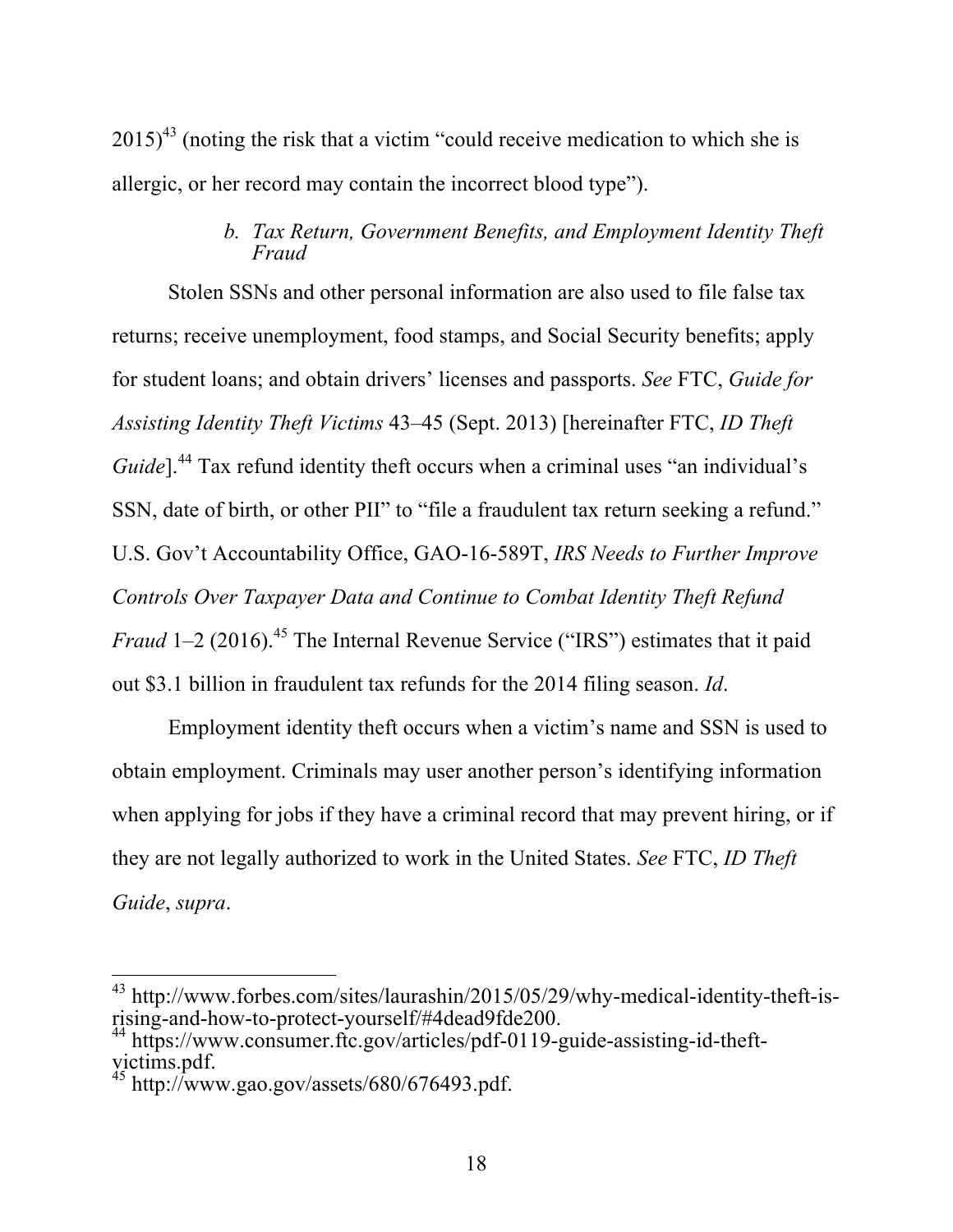2015)[43] (noting the risk that a victim "could receive medication to which she is allergic, or her record may contain the incorrect blood type").

*b. Tax Return, Government Benefits, and Employment Identity Theft Fraud*

Stolen SSNs and other personal information are also used to file false tax returns; receive unemployment, food stamps, and Social Security benefits; apply for student loans; and obtain drivers' licenses and passports. *See* FTC, *Guide for Assisting Identity Theft Victims* 43–45 (Sept. 2013) [hereinafter FTC, *ID Theft Guide*].[44] Tax refund identity theft occurs when a criminal uses "an individual's SSN, date of birth, or other PII" to "file a fraudulent tax return seeking a refund." U.S. Gov't Accountability Office, GAO-16-589T, *IRS Needs to Further Improve Controls Over Taxpayer Data and Continue to Combat Identity Theft Refund Fraud* 1–2 (2016).[45] The Internal Revenue Service ("IRS") estimates that it paid out $3.1 billion in fraudulent tax refunds for the 2014 filing season. *Id*.

Employment identity theft occurs when a victim's name and SSN is used to obtain employment. Criminals may user another person's identifying information when applying for jobs if they have a criminal record that may prevent hiring, or if they are not legally authorized to work in the United States. *See* FTC, *ID Theft Guide*, *supra*.

---

[43] http://www.forbes.com/sites/laurashin/2015/05/29/why-medical-identity-theft-is-rising-and-how-to-protect-yourself/#4dead9fde200.

[44] https://www.consumer.ftc.gov/articles/pdf-0119-guide-assisting-id-theft-victims.pdf.

[45] http://www.gao.gov/assets/680/676493.pdf.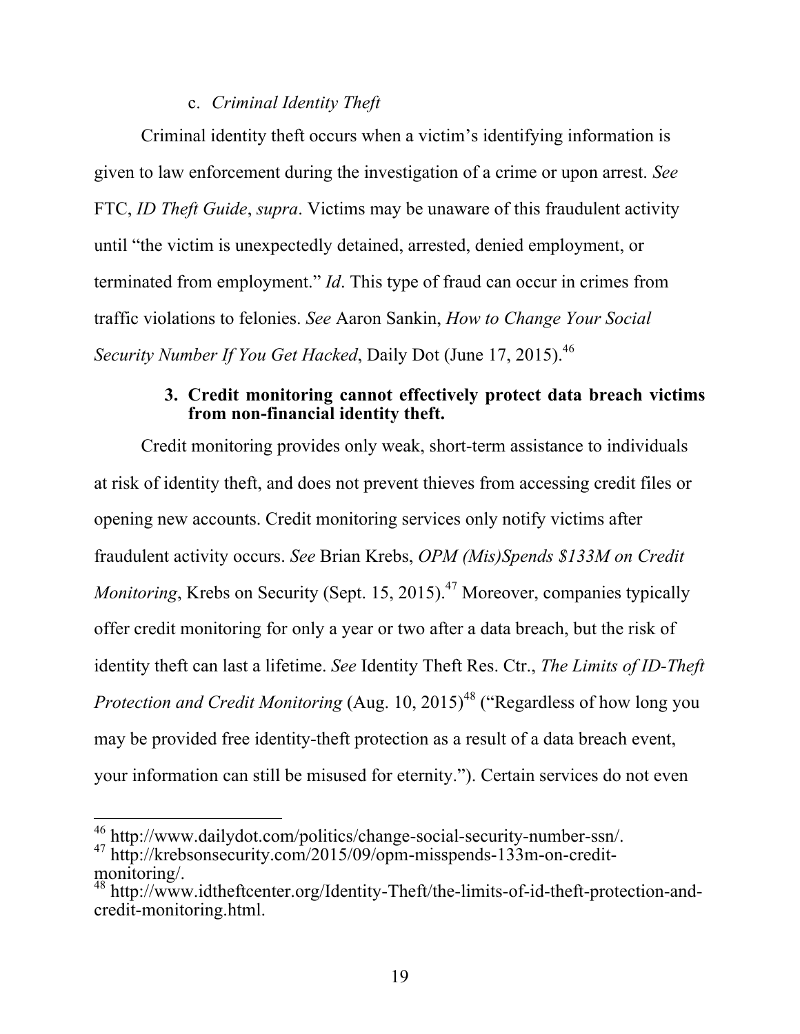c. *Criminal Identity Theft*

Criminal identity theft occurs when a victim's identifying information is given to law enforcement during the investigation of a crime or upon arrest. *See* FTC, *ID Theft Guide*, *supra*. Victims may be unaware of this fraudulent activity until "the victim is unexpectedly detained, arrested, denied employment, or terminated from employment." *Id*. This type of fraud can occur in crimes from traffic violations to felonies. *See* Aaron Sankin, *How to Change Your Social Security Number If You Get Hacked*, Daily Dot (June 17, 2015).[46]

**3. Credit monitoring cannot effectively protect data breach victims from non-financial identity theft.**

Credit monitoring provides only weak, short-term assistance to individuals at risk of identity theft, and does not prevent thieves from accessing credit files or opening new accounts. Credit monitoring services only notify victims after fraudulent activity occurs. *See* Brian Krebs, *OPM (Mis)Spends $133M on Credit Monitoring*, Krebs on Security (Sept. 15, 2015).[47] Moreover, companies typically offer credit monitoring for only a year or two after a data breach, but the risk of identity theft can last a lifetime. *See* Identity Theft Res. Ctr., *The Limits of ID-Theft Protection and Credit Monitoring* (Aug. 10, 2015)[48] ("Regardless of how long you may be provided free identity-theft protection as a result of a data breach event, your information can still be misused for eternity."). Certain services do not even

---

[46] http://www.dailydot.com/politics/change-social-security-number-ssn/.

[47] http://krebsonsecurity.com/2015/09/opm-misspends-133m-on-credit-monitoring/.

[48] http://www.idtheftcenter.org/Identity-Theft/the-limits-of-id-theft-protection-and-credit-monitoring.html.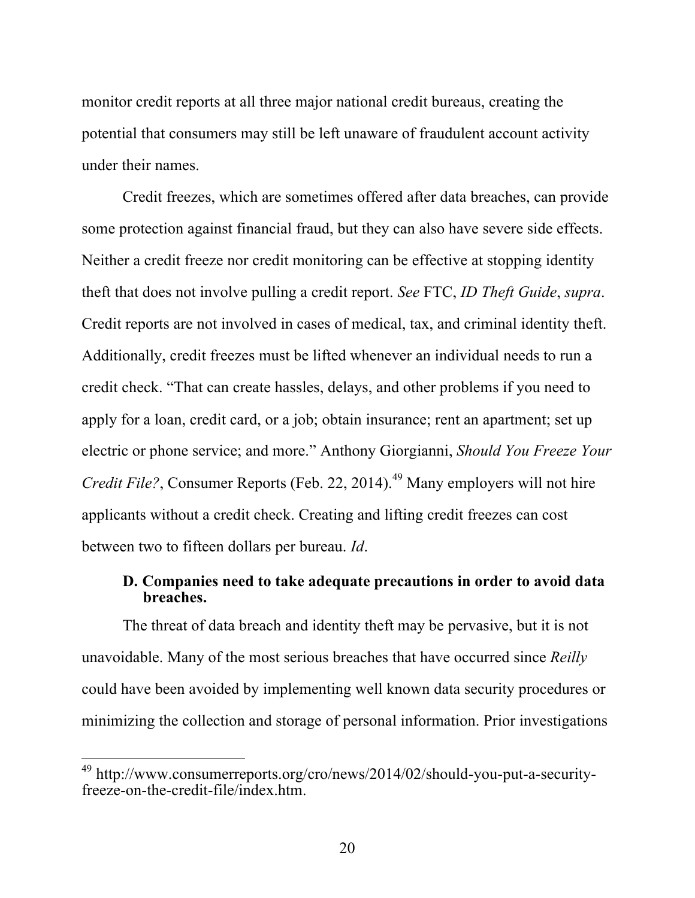monitor credit reports at all three major national credit bureaus, creating the potential that consumers may still be left unaware of fraudulent account activity under their names.

Credit freezes, which are sometimes offered after data breaches, can provide some protection against financial fraud, but they can also have severe side effects. Neither a credit freeze nor credit monitoring can be effective at stopping identity theft that does not involve pulling a credit report. *See* FTC, *ID Theft Guide*, *supra*. Credit reports are not involved in cases of medical, tax, and criminal identity theft. Additionally, credit freezes must be lifted whenever an individual needs to run a credit check. "That can create hassles, delays, and other problems if you need to apply for a loan, credit card, or a job; obtain insurance; rent an apartment; set up electric or phone service; and more." Anthony Giorgianni, *Should You Freeze Your Credit File?*, Consumer Reports (Feb. 22, 2014).[49] Many employers will not hire applicants without a credit check. Creating and lifting credit freezes can cost between two to fifteen dollars per bureau. *Id*.

### D. Companies need to take adequate precautions in order to avoid data breaches.

The threat of data breach and identity theft may be pervasive, but it is not unavoidable. Many of the most serious breaches that have occurred since *Reilly* could have been avoided by implementing well known data security procedures or minimizing the collection and storage of personal information. Prior investigations

---

[49] http://www.consumerreports.org/cro/news/2014/02/should-you-put-a-security-freeze-on-the-credit-file/index.htm.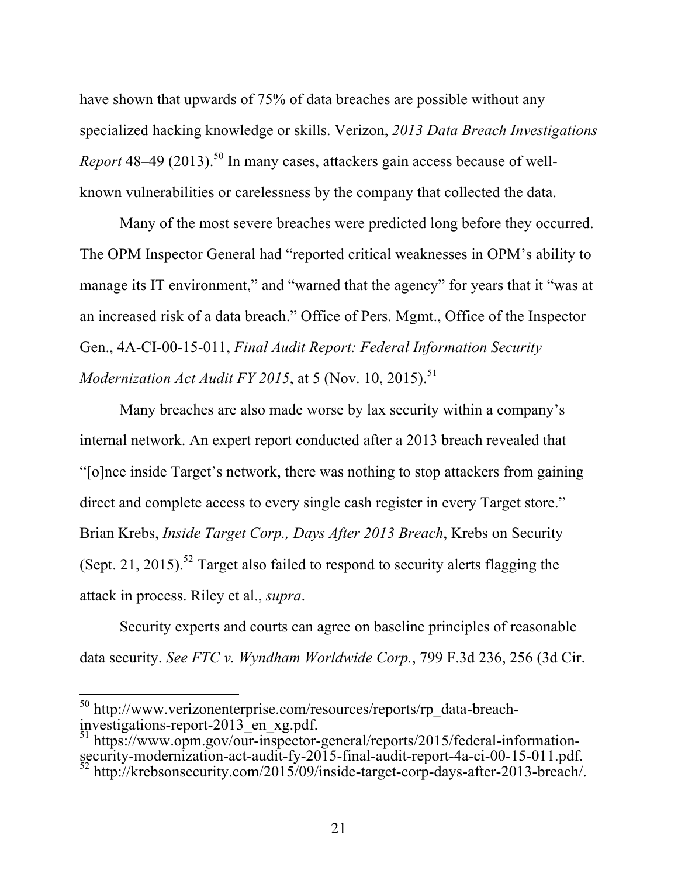have shown that upwards of 75% of data breaches are possible without any specialized hacking knowledge or skills. Verizon, *2013 Data Breach Investigations Report* 48–49 (2013).[50] In many cases, attackers gain access because of well-known vulnerabilities or carelessness by the company that collected the data.

Many of the most severe breaches were predicted long before they occurred. The OPM Inspector General had "reported critical weaknesses in OPM's ability to manage its IT environment," and "warned that the agency" for years that it "was at an increased risk of a data breach." Office of Pers. Mgmt., Office of the Inspector Gen., 4A-CI-00-15-011, *Final Audit Report: Federal Information Security Modernization Act Audit FY 2015*, at 5 (Nov. 10, 2015).[51]

Many breaches are also made worse by lax security within a company's internal network. An expert report conducted after a 2013 breach revealed that "[o]nce inside Target's network, there was nothing to stop attackers from gaining direct and complete access to every single cash register in every Target store." Brian Krebs, *Inside Target Corp., Days After 2013 Breach*, Krebs on Security (Sept. 21, 2015).[52] Target also failed to respond to security alerts flagging the attack in process. Riley et al., *supra*.

Security experts and courts can agree on baseline principles of reasonable data security. *See FTC v. Wyndham Worldwide Corp.*, 799 F.3d 236, 256 (3d Cir.

---

[50] http://www.verizonenterprise.com/resources/reports/rp_data-breach-investigations-report-2013_en_xg.pdf.

[51] https://www.opm.gov/our-inspector-general/reports/2015/federal-information-security-modernization-act-audit-fy-2015-final-audit-report-4a-ci-00-15-011.pdf.

[52] http://krebsonsecurity.com/2015/09/inside-target-corp-days-after-2013-breach/.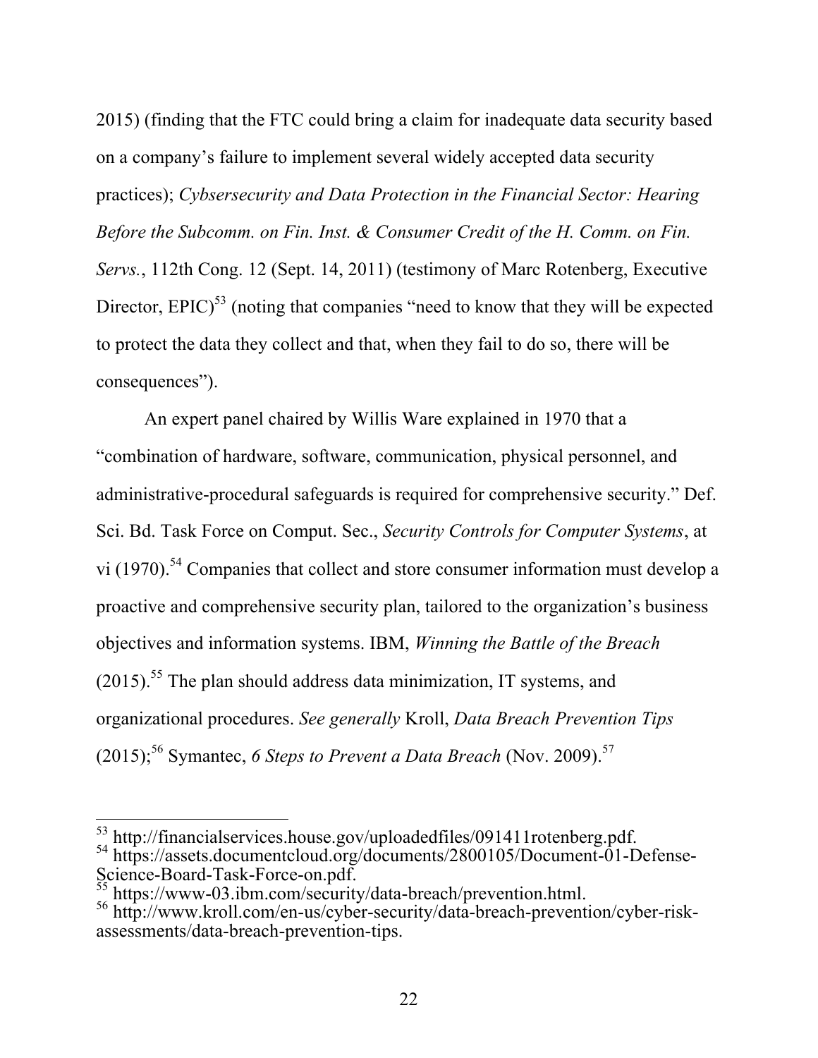2015) (finding that the FTC could bring a claim for inadequate data security based on a company's failure to implement several widely accepted data security practices); *Cybsersecurity and Data Protection in the Financial Sector: Hearing Before the Subcomm. on Fin. Inst. & Consumer Credit of the H. Comm. on Fin. Servs.*, 112th Cong. 12 (Sept. 14, 2011) (testimony of Marc Rotenberg, Executive Director, EPIC)[53] (noting that companies "need to know that they will be expected to protect the data they collect and that, when they fail to do so, there will be consequences").

An expert panel chaired by Willis Ware explained in 1970 that a "combination of hardware, software, communication, physical personnel, and administrative-procedural safeguards is required for comprehensive security." Def. Sci. Bd. Task Force on Comput. Sec., *Security Controls for Computer Systems*, at vi (1970).[54] Companies that collect and store consumer information must develop a proactive and comprehensive security plan, tailored to the organization's business objectives and information systems. IBM, *Winning the Battle of the Breach* (2015).[55] The plan should address data minimization, IT systems, and organizational procedures. *See generally* Kroll, *Data Breach Prevention Tips* (2015);[56] Symantec, *6 Steps to Prevent a Data Breach* (Nov. 2009).[57]

---

[53] http://financialservices.house.gov/uploadedfiles/091411rotenberg.pdf.

[54] https://assets.documentcloud.org/documents/2800105/Document-01-Defense-Science-Board-Task-Force-on.pdf.

[55] https://www-03.ibm.com/security/data-breach/prevention.html.

[56] http://www.kroll.com/en-us/cyber-security/data-breach-prevention/cyber-risk-assessments/data-breach-prevention-tips.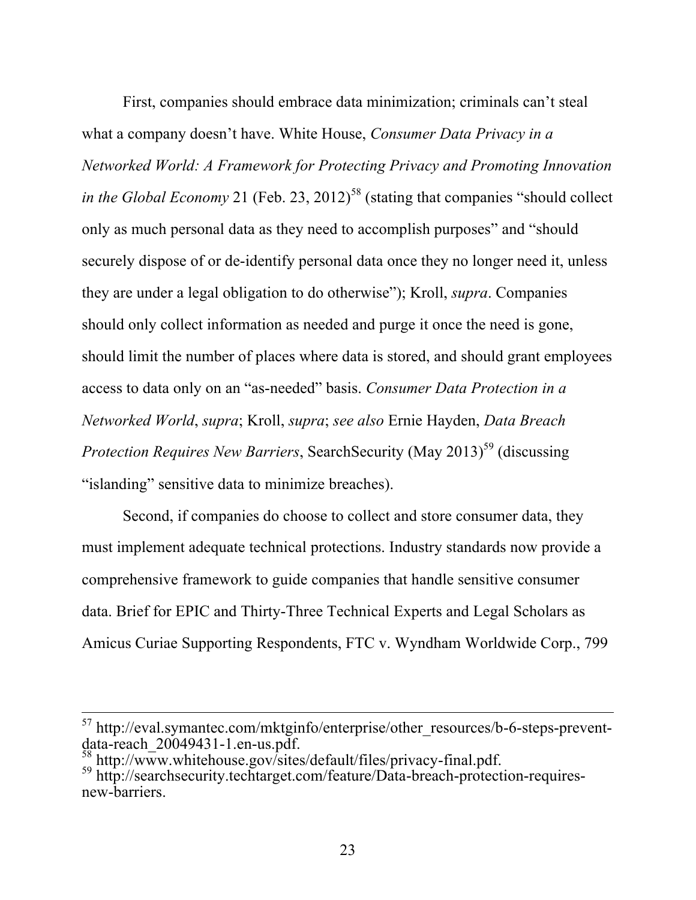First, companies should embrace data minimization; criminals can't steal what a company doesn't have. White House, *Consumer Data Privacy in a Networked World: A Framework for Protecting Privacy and Promoting Innovation in the Global Economy* 21 (Feb. 23, 2012)[58] (stating that companies "should collect only as much personal data as they need to accomplish purposes" and "should securely dispose of or de-identify personal data once they no longer need it, unless they are under a legal obligation to do otherwise"); Kroll, *supra*. Companies should only collect information as needed and purge it once the need is gone, should limit the number of places where data is stored, and should grant employees access to data only on an "as-needed" basis. *Consumer Data Protection in a Networked World*, *supra*; Kroll, *supra*; *see also* Ernie Hayden, *Data Breach Protection Requires New Barriers*, SearchSecurity (May 2013)[59] (discussing "islanding" sensitive data to minimize breaches).

Second, if companies do choose to collect and store consumer data, they must implement adequate technical protections. Industry standards now provide a comprehensive framework to guide companies that handle sensitive consumer data. Brief for EPIC and Thirty-Three Technical Experts and Legal Scholars as Amicus Curiae Supporting Respondents, FTC v. Wyndham Worldwide Corp., 799

---

[57] http://eval.symantec.com/mktginfo/enterprise/other_resources/b-6-steps-prevent-data-reach_20049431-1.en-us.pdf.

[58] http://www.whitehouse.gov/sites/default/files/privacy-final.pdf.

[59] http://searchsecurity.techtarget.com/feature/Data-breach-protection-requires-new-barriers.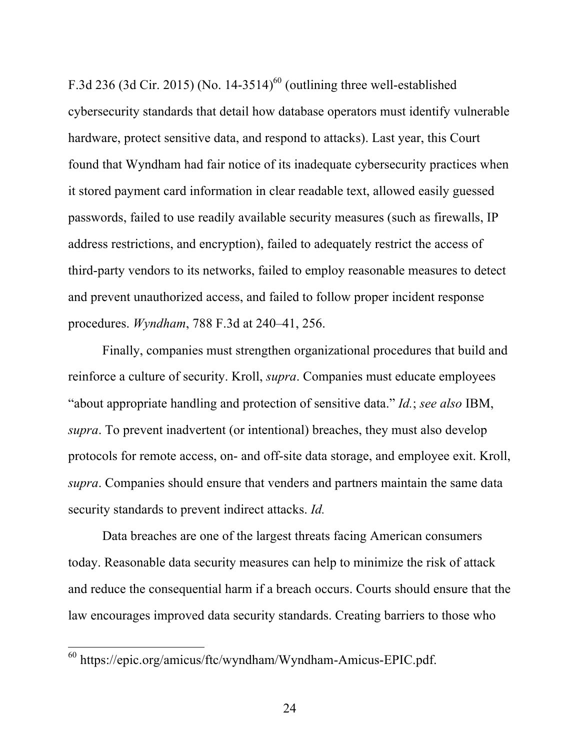F.3d 236 (3d Cir. 2015) (No. 14-3514)[60] (outlining three well-established cybersecurity standards that detail how database operators must identify vulnerable hardware, protect sensitive data, and respond to attacks). Last year, this Court found that Wyndham had fair notice of its inadequate cybersecurity practices when it stored payment card information in clear readable text, allowed easily guessed passwords, failed to use readily available security measures (such as firewalls, IP address restrictions, and encryption), failed to adequately restrict the access of third-party vendors to its networks, failed to employ reasonable measures to detect and prevent unauthorized access, and failed to follow proper incident response procedures. *Wyndham*, 788 F.3d at 240–41, 256.

Finally, companies must strengthen organizational procedures that build and reinforce a culture of security. Kroll, *supra*. Companies must educate employees "about appropriate handling and protection of sensitive data." *Id.*; *see also* IBM, *supra*. To prevent inadvertent (or intentional) breaches, they must also develop protocols for remote access, on- and off-site data storage, and employee exit. Kroll, *supra*. Companies should ensure that venders and partners maintain the same data security standards to prevent indirect attacks. *Id.*

Data breaches are one of the largest threats facing American consumers today. Reasonable data security measures can help to minimize the risk of attack and reduce the consequential harm if a breach occurs. Courts should ensure that the law encourages improved data security standards. Creating barriers to those who

---

[60] https://epic.org/amicus/ftc/wyndham/Wyndham-Amicus-EPIC.pdf.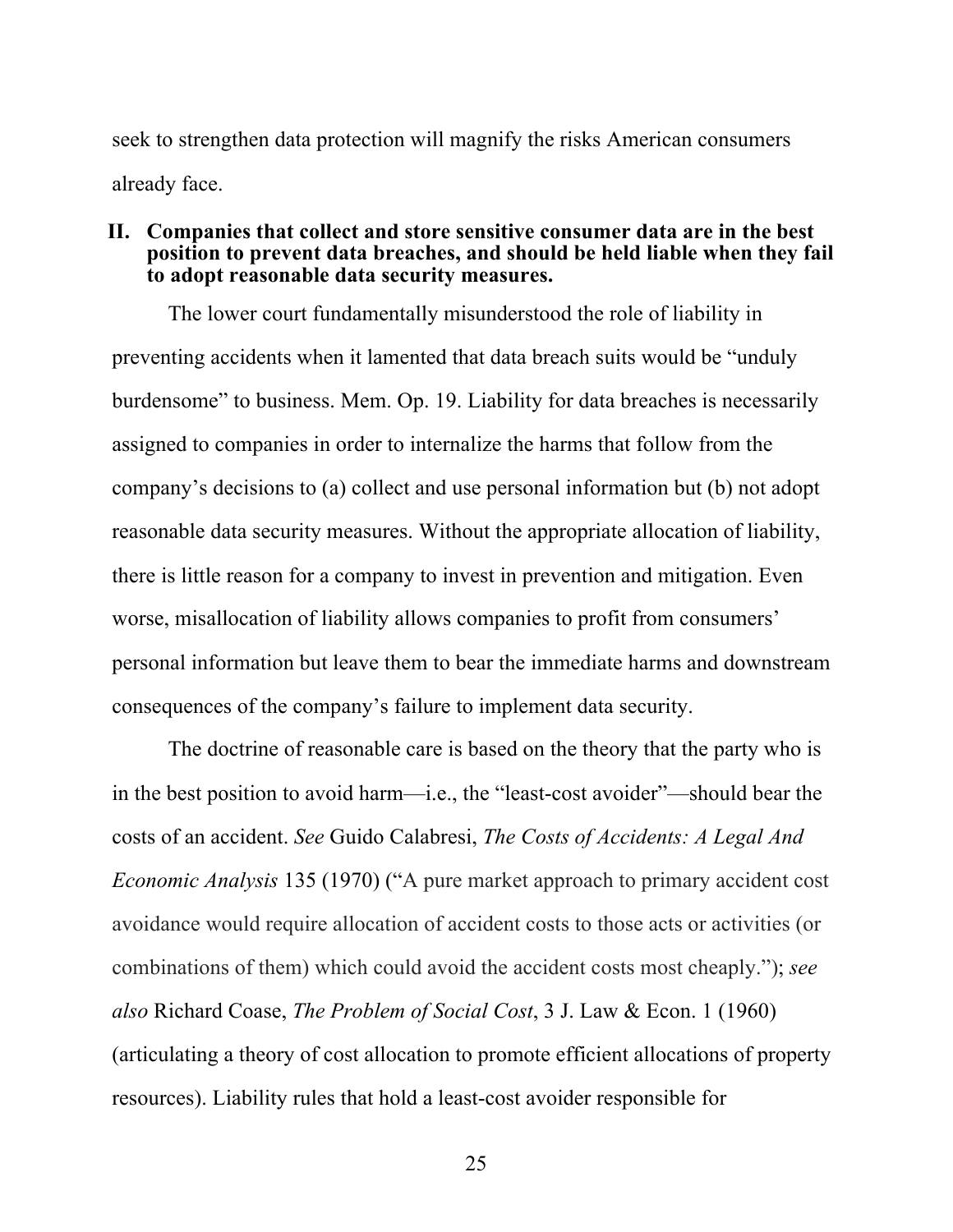seek to strengthen data protection will magnify the risks American consumers already face.

## II. Companies that collect and store sensitive consumer data are in the best position to prevent data breaches, and should be held liable when they fail to adopt reasonable data security measures.

The lower court fundamentally misunderstood the role of liability in preventing accidents when it lamented that data breach suits would be "unduly burdensome" to business. Mem. Op. 19. Liability for data breaches is necessarily assigned to companies in order to internalize the harms that follow from the company's decisions to (a) collect and use personal information but (b) not adopt reasonable data security measures. Without the appropriate allocation of liability, there is little reason for a company to invest in prevention and mitigation. Even worse, misallocation of liability allows companies to profit from consumers' personal information but leave them to bear the immediate harms and downstream consequences of the company's failure to implement data security.

The doctrine of reasonable care is based on the theory that the party who is in the best position to avoid harm—i.e., the "least-cost avoider"—should bear the costs of an accident. *See* Guido Calabresi, *The Costs of Accidents: A Legal And Economic Analysis* 135 (1970) ("A pure market approach to primary accident cost avoidance would require allocation of accident costs to those acts or activities (or combinations of them) which could avoid the accident costs most cheaply."); *see also* Richard Coase, *The Problem of Social Cost*, 3 J. Law & Econ. 1 (1960) (articulating a theory of cost allocation to promote efficient allocations of property resources). Liability rules that hold a least-cost avoider responsible for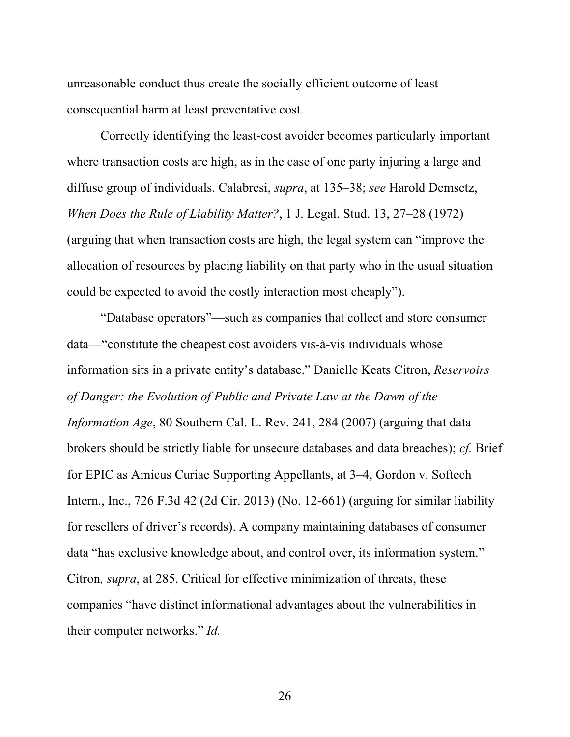unreasonable conduct thus create the socially efficient outcome of least consequential harm at least preventative cost.

Correctly identifying the least-cost avoider becomes particularly important where transaction costs are high, as in the case of one party injuring a large and diffuse group of individuals. Calabresi, *supra*, at 135–38; *see* Harold Demsetz, *When Does the Rule of Liability Matter?*, 1 J. Legal. Stud. 13, 27–28 (1972) (arguing that when transaction costs are high, the legal system can "improve the allocation of resources by placing liability on that party who in the usual situation could be expected to avoid the costly interaction most cheaply").

"Database operators"—such as companies that collect and store consumer data—"constitute the cheapest cost avoiders vis-à-vis individuals whose information sits in a private entity's database." Danielle Keats Citron, *Reservoirs of Danger: the Evolution of Public and Private Law at the Dawn of the Information Age*, 80 Southern Cal. L. Rev. 241, 284 (2007) (arguing that data brokers should be strictly liable for unsecure databases and data breaches); *cf.* Brief for EPIC as Amicus Curiae Supporting Appellants, at 3–4, Gordon v. Softech Intern., Inc., 726 F.3d 42 (2d Cir. 2013) (No. 12-661) (arguing for similar liability for resellers of driver's records). A company maintaining databases of consumer data "has exclusive knowledge about, and control over, its information system." Citron*, supra*, at 285. Critical for effective minimization of threats, these companies "have distinct informational advantages about the vulnerabilities in their computer networks." *Id.*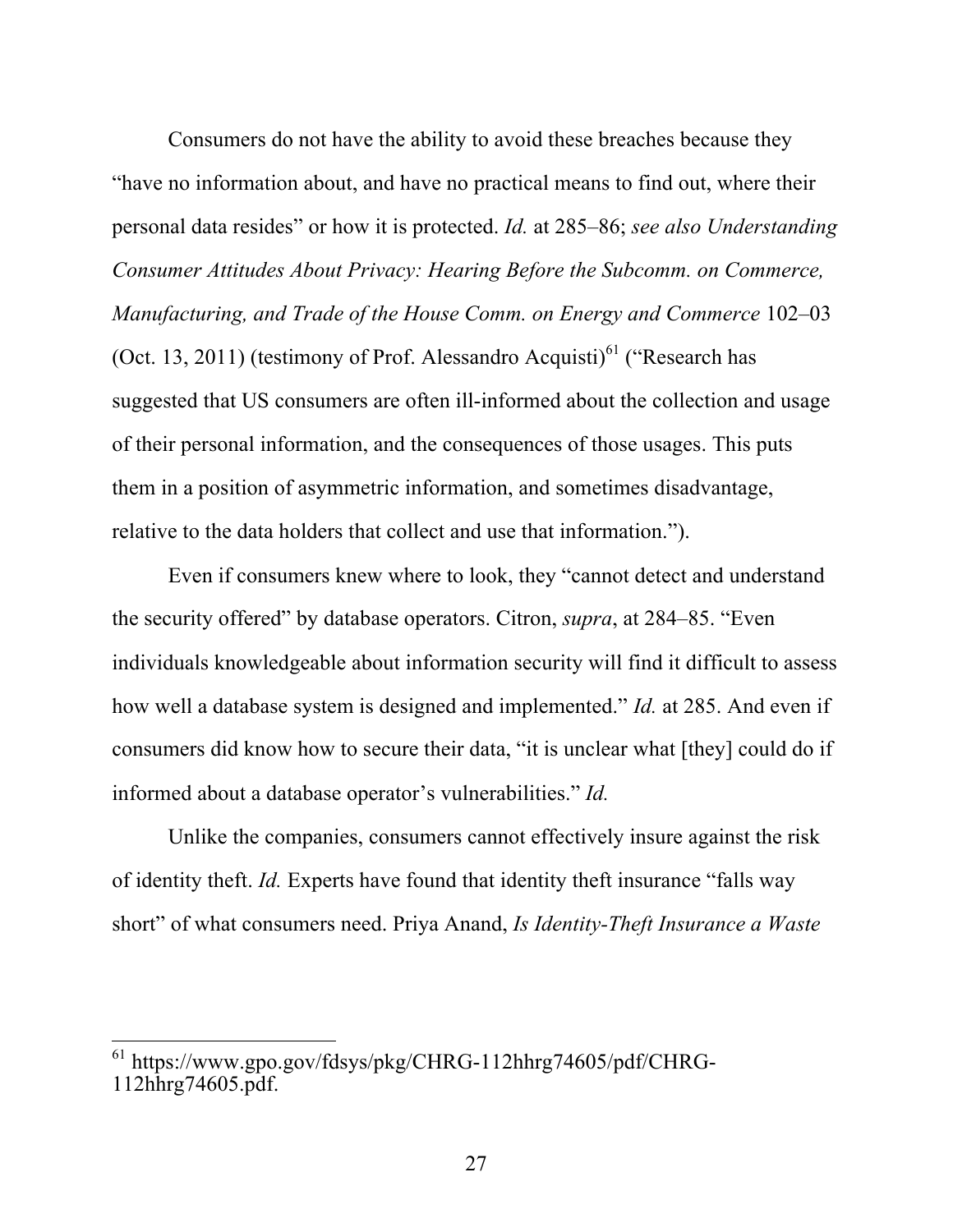Consumers do not have the ability to avoid these breaches because they "have no information about, and have no practical means to find out, where their personal data resides" or how it is protected. *Id.* at 285–86; *see also Understanding Consumer Attitudes About Privacy: Hearing Before the Subcomm. on Commerce, Manufacturing, and Trade of the House Comm. on Energy and Commerce* 102–03 (Oct. 13, 2011) (testimony of Prof. Alessandro Acquisti)[61] ("Research has suggested that US consumers are often ill-informed about the collection and usage of their personal information, and the consequences of those usages. This puts them in a position of asymmetric information, and sometimes disadvantage, relative to the data holders that collect and use that information.").

Even if consumers knew where to look, they "cannot detect and understand the security offered" by database operators. Citron, *supra*, at 284–85. "Even individuals knowledgeable about information security will find it difficult to assess how well a database system is designed and implemented." *Id.* at 285. And even if consumers did know how to secure their data, "it is unclear what [they] could do if informed about a database operator's vulnerabilities." *Id.*

Unlike the companies, consumers cannot effectively insure against the risk of identity theft. *Id.* Experts have found that identity theft insurance "falls way short" of what consumers need. Priya Anand, *Is Identity-Theft Insurance a Waste*

---

[61] https://www.gpo.gov/fdsys/pkg/CHRG-112hhrg74605/pdf/CHRG-112hhrg74605.pdf.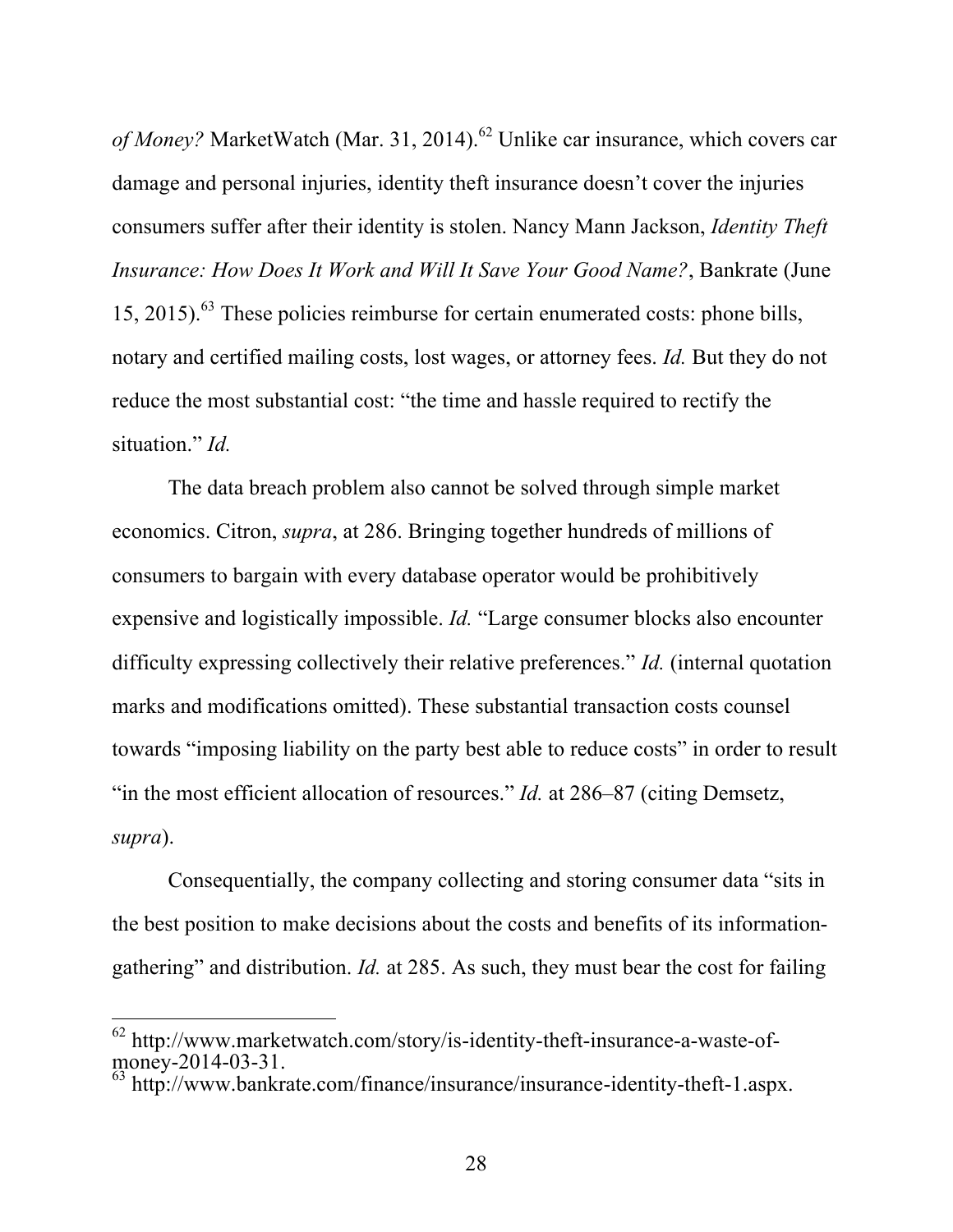*of Money?* MarketWatch (Mar. 31, 2014).[62] Unlike car insurance, which covers car damage and personal injuries, identity theft insurance doesn't cover the injuries consumers suffer after their identity is stolen. Nancy Mann Jackson, *Identity Theft Insurance: How Does It Work and Will It Save Your Good Name?*, Bankrate (June 15, 2015).[63] These policies reimburse for certain enumerated costs: phone bills, notary and certified mailing costs, lost wages, or attorney fees. *Id.* But they do not reduce the most substantial cost: "the time and hassle required to rectify the situation." *Id.*

The data breach problem also cannot be solved through simple market economics. Citron, *supra*, at 286. Bringing together hundreds of millions of consumers to bargain with every database operator would be prohibitively expensive and logistically impossible. *Id.* "Large consumer blocks also encounter difficulty expressing collectively their relative preferences." *Id.* (internal quotation marks and modifications omitted). These substantial transaction costs counsel towards "imposing liability on the party best able to reduce costs" in order to result "in the most efficient allocation of resources." *Id.* at 286–87 (citing Demsetz, *supra*).

Consequentially, the company collecting and storing consumer data "sits in the best position to make decisions about the costs and benefits of its information-gathering" and distribution. *Id.* at 285. As such, they must bear the cost for failing

---

[62] http://www.marketwatch.com/story/is-identity-theft-insurance-a-waste-of-money-2014-03-31.

[63] http://www.bankrate.com/finance/insurance/insurance-identity-theft-1.aspx.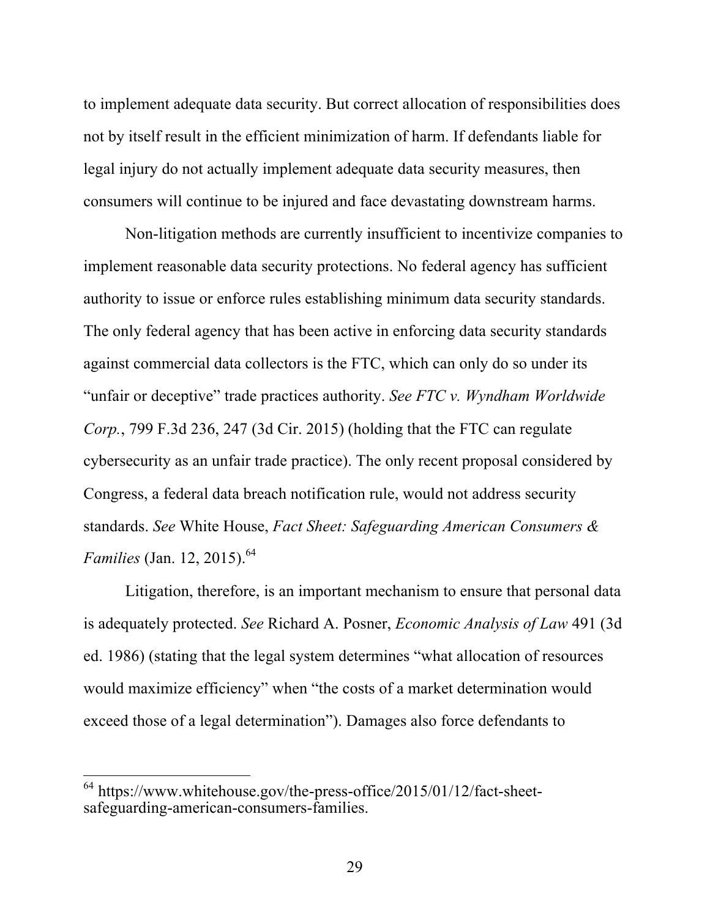to implement adequate data security. But correct allocation of responsibilities does not by itself result in the efficient minimization of harm. If defendants liable for legal injury do not actually implement adequate data security measures, then consumers will continue to be injured and face devastating downstream harms.

Non-litigation methods are currently insufficient to incentivize companies to implement reasonable data security protections. No federal agency has sufficient authority to issue or enforce rules establishing minimum data security standards. The only federal agency that has been active in enforcing data security standards against commercial data collectors is the FTC, which can only do so under its "unfair or deceptive" trade practices authority. *See FTC v. Wyndham Worldwide Corp.*, 799 F.3d 236, 247 (3d Cir. 2015) (holding that the FTC can regulate cybersecurity as an unfair trade practice). The only recent proposal considered by Congress, a federal data breach notification rule, would not address security standards. *See* White House, *Fact Sheet: Safeguarding American Consumers & Families* (Jan. 12, 2015).[64]

Litigation, therefore, is an important mechanism to ensure that personal data is adequately protected. *See* Richard A. Posner, *Economic Analysis of Law* 491 (3d ed. 1986) (stating that the legal system determines "what allocation of resources would maximize efficiency" when "the costs of a market determination would exceed those of a legal determination"). Damages also force defendants to

[64] https://www.whitehouse.gov/the-press-office/2015/01/12/fact-sheet-safeguarding-american-consumers-families.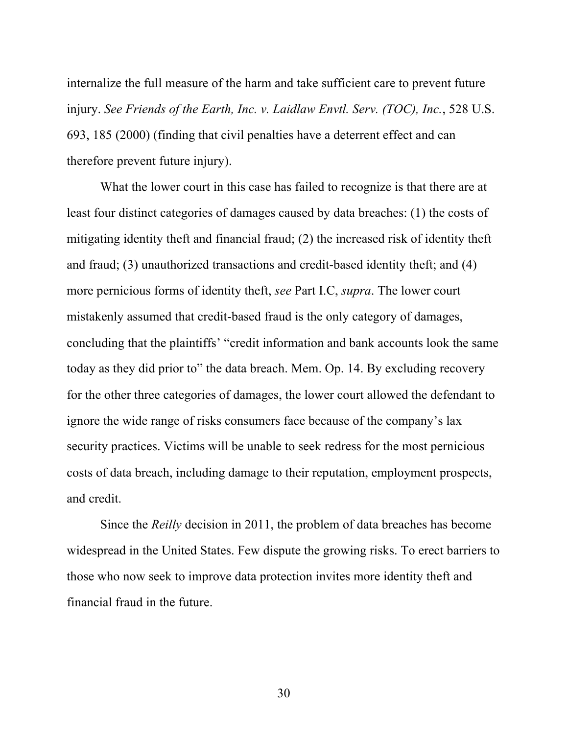internalize the full measure of the harm and take sufficient care to prevent future injury. *See Friends of the Earth, Inc. v. Laidlaw Envtl. Serv. (TOC), Inc.*, 528 U.S. 693, 185 (2000) (finding that civil penalties have a deterrent effect and can therefore prevent future injury).

What the lower court in this case has failed to recognize is that there are at least four distinct categories of damages caused by data breaches: (1) the costs of mitigating identity theft and financial fraud; (2) the increased risk of identity theft and fraud; (3) unauthorized transactions and credit-based identity theft; and (4) more pernicious forms of identity theft, *see* Part I.C, *supra*. The lower court mistakenly assumed that credit-based fraud is the only category of damages, concluding that the plaintiffs' "credit information and bank accounts look the same today as they did prior to" the data breach. Mem. Op. 14. By excluding recovery for the other three categories of damages, the lower court allowed the defendant to ignore the wide range of risks consumers face because of the company's lax security practices. Victims will be unable to seek redress for the most pernicious costs of data breach, including damage to their reputation, employment prospects, and credit.

Since the *Reilly* decision in 2011, the problem of data breaches has become widespread in the United States. Few dispute the growing risks. To erect barriers to those who now seek to improve data protection invites more identity theft and financial fraud in the future.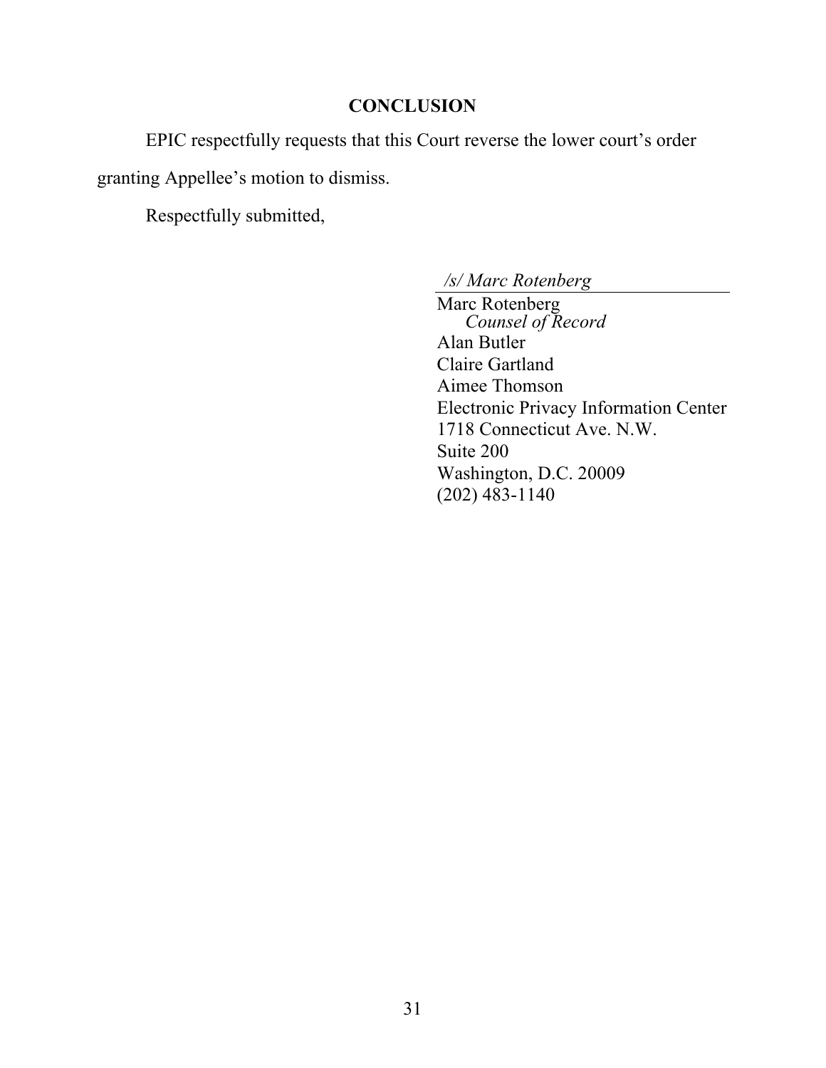# CONCLUSION

EPIC respectfully requests that this Court reverse the lower court's order granting Appellee's motion to dismiss.

Respectfully submitted,

*/s/ Marc Rotenberg*

Marc Rotenberg
*Counsel of Record*
Alan Butler
Claire Gartland
Aimee Thomson
Electronic Privacy Information Center
1718 Connecticut Ave. N.W.
Suite 200
Washington, D.C. 20009
(202) 483-1140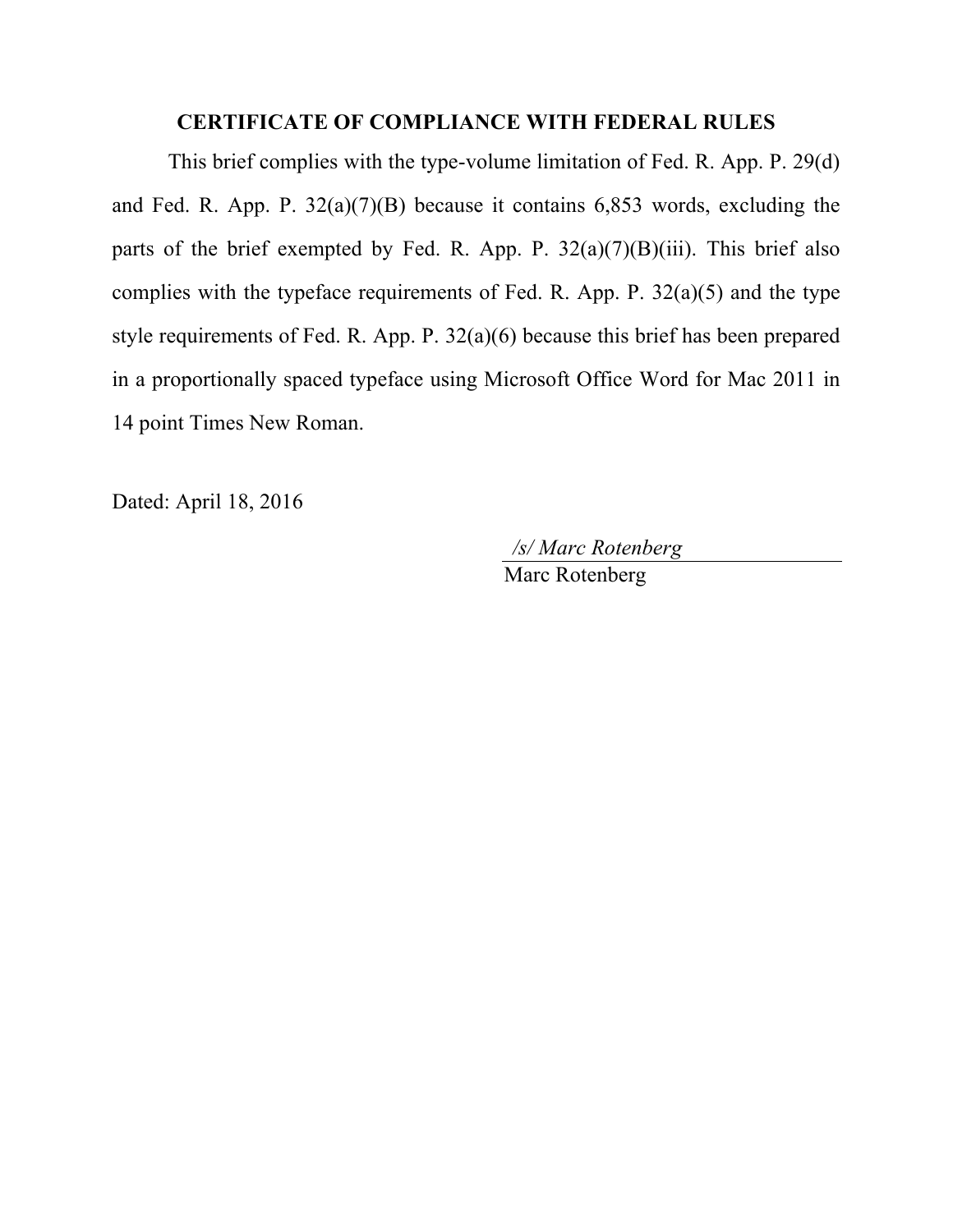## CERTIFICATE OF COMPLIANCE WITH FEDERAL RULES

This brief complies with the type-volume limitation of Fed. R. App. P. 29(d) and Fed. R. App. P. 32(a)(7)(B) because it contains 6,853 words, excluding the parts of the brief exempted by Fed. R. App. P. 32(a)(7)(B)(iii). This brief also complies with the typeface requirements of Fed. R. App. P. 32(a)(5) and the type style requirements of Fed. R. App. P. 32(a)(6) because this brief has been prepared in a proportionally spaced typeface using Microsoft Office Word for Mac 2011 in 14 point Times New Roman.

Dated: April 18, 2016

*/s/ Marc Rotenberg*
Marc Rotenberg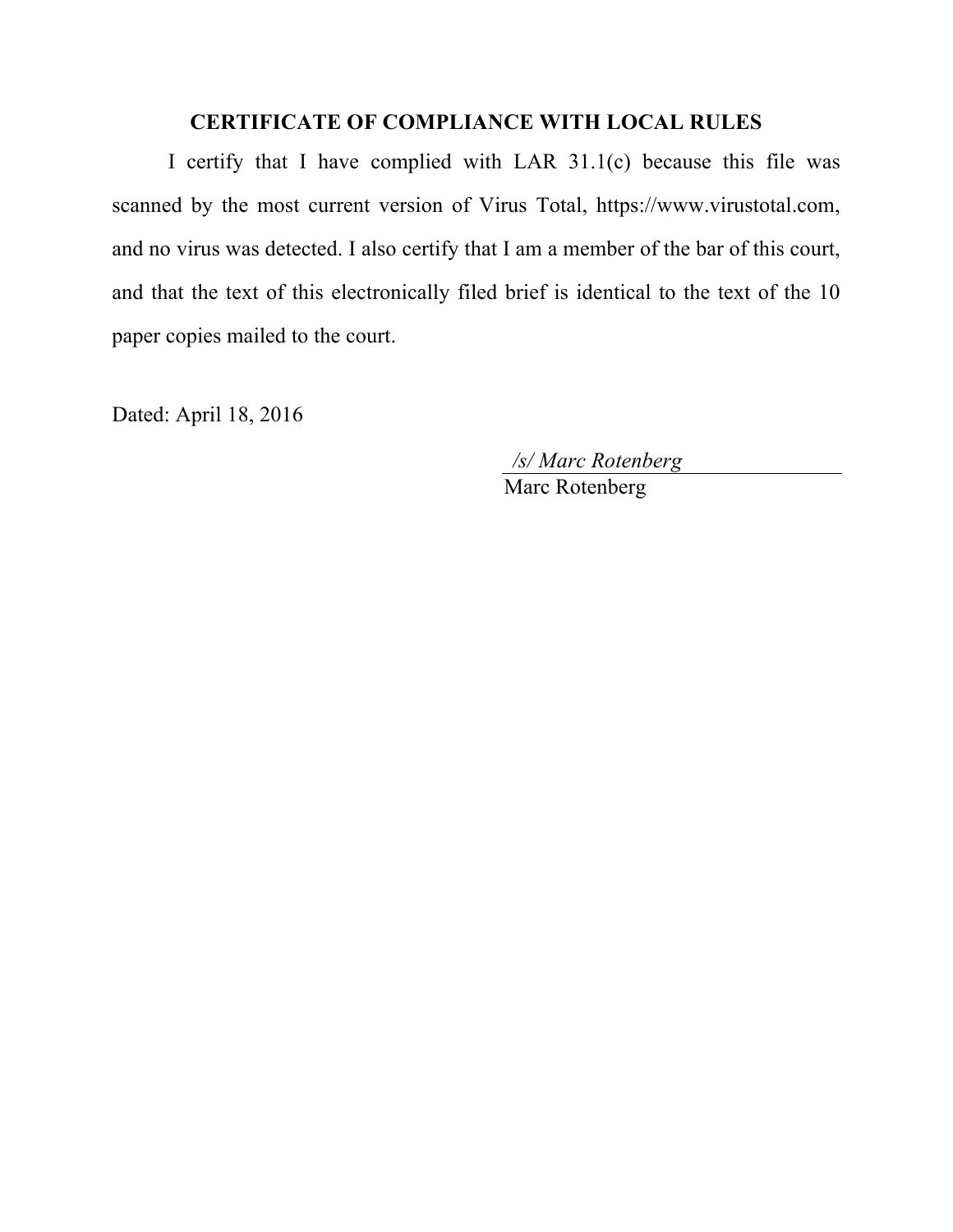## CERTIFICATE OF COMPLIANCE WITH LOCAL RULES

I certify that I have complied with LAR 31.1(c) because this file was scanned by the most current version of Virus Total, https://www.virustotal.com, and no virus was detected. I also certify that I am a member of the bar of this court, and that the text of this electronically filed brief is identical to the text of the 10 paper copies mailed to the court.

Dated: April 18, 2016

*/s/ Marc Rotenberg*
Marc Rotenberg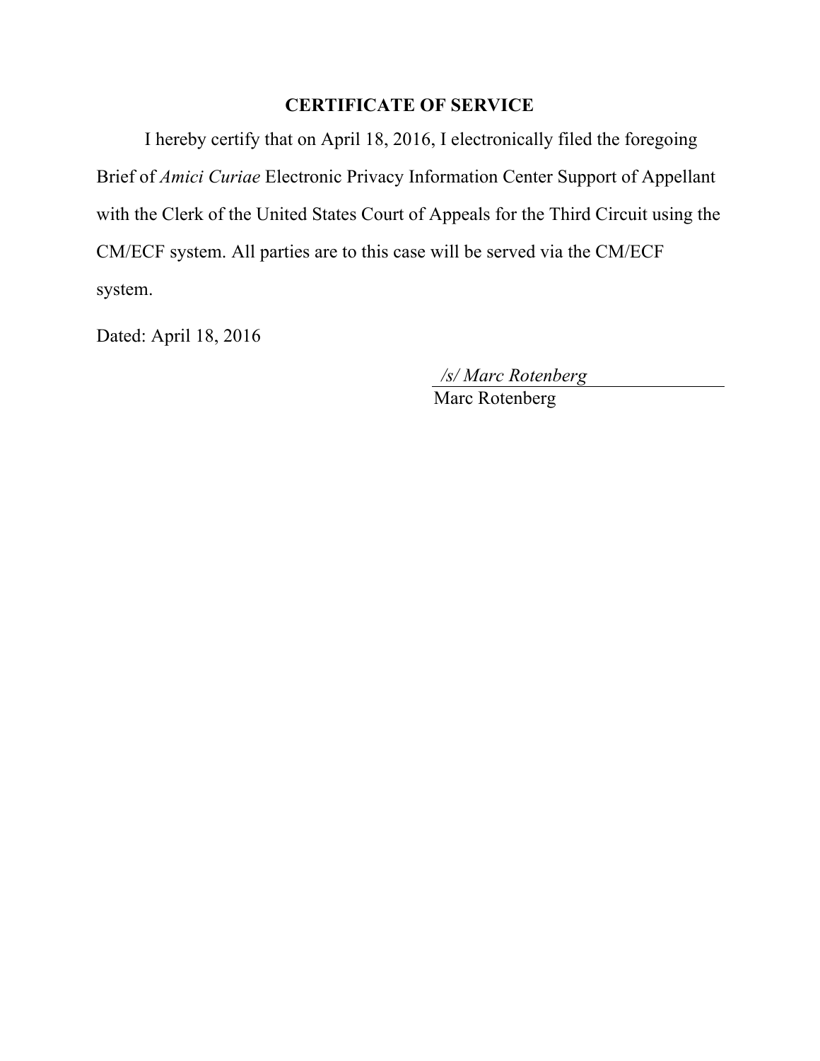## CERTIFICATE OF SERVICE

I hereby certify that on April 18, 2016, I electronically filed the foregoing Brief of *Amici Curiae* Electronic Privacy Information Center Support of Appellant with the Clerk of the United States Court of Appeals for the Third Circuit using the CM/ECF system. All parties are to this case will be served via the CM/ECF system.

Dated: April 18, 2016

*/s/ Marc Rotenberg*
Marc Rotenberg